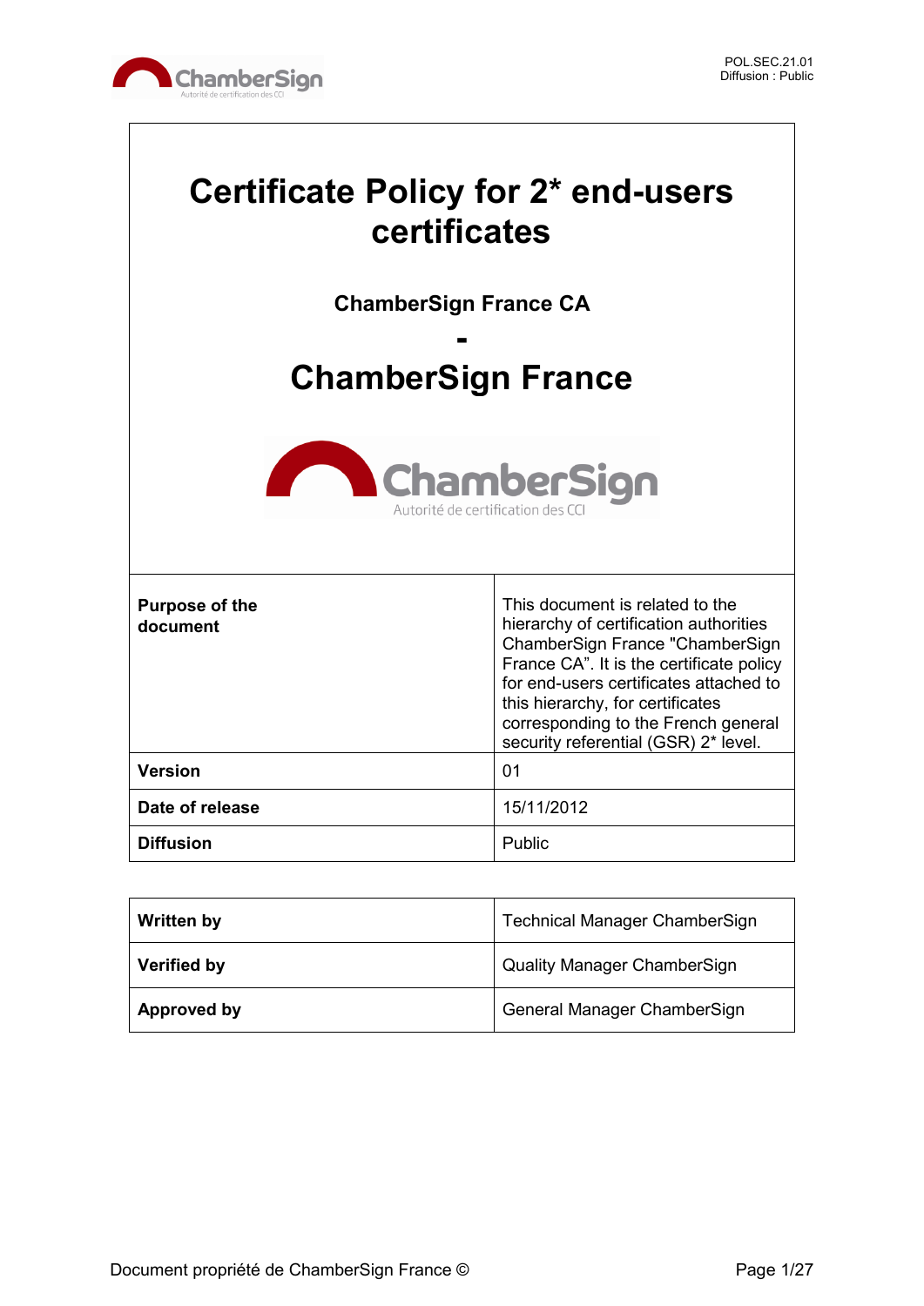# Certificate Policy for 2* end-users certificates

**ChamberSign France CA**

**-**

## ChamberSign France

| **Purpose of the document** | This document is related to the hierarchy of certification authorities ChamberSign France "ChamberSign France CA”. It is the certificate policy for end-users certificates attached to this hierarchy, for certificates corresponding to the French general security referential (GSR) 2* level. |
|---|---|
| **Version** | 01 |
| **Date of release** | 15/11/2012 |
| **Diffusion** | Public |

| **Written by** | Technical Manager ChamberSign |
|---|---|
| **Verified by** | Quality Manager ChamberSign |
| **Approved by** | General Manager ChamberSign |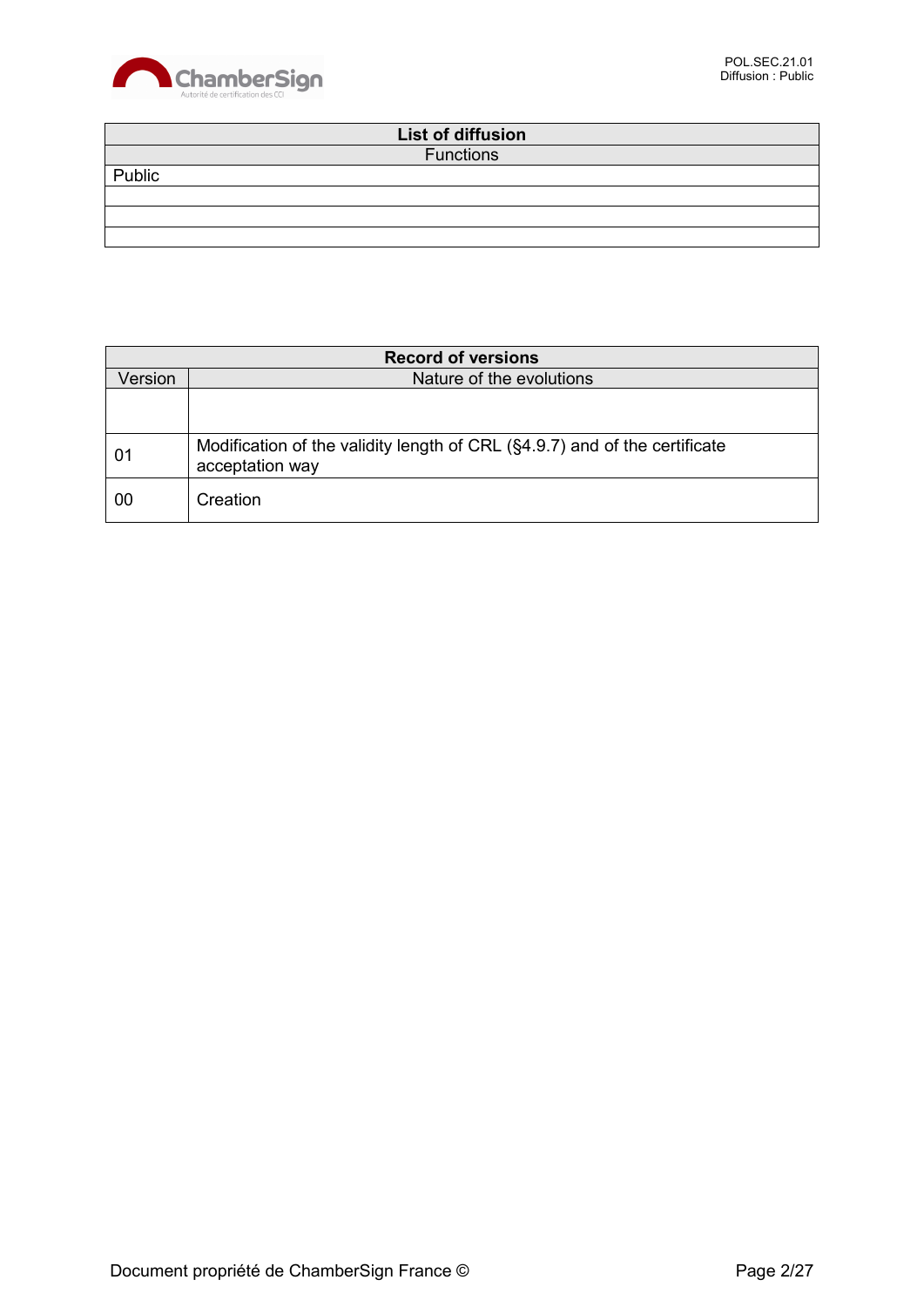| List of diffusion |
|---|
| Functions |
| Public |
| |
| |
| |

| Record of versions | |
|---|---|
| Version | Nature of the evolutions |
| | |
| 01 | Modification of the validity length of CRL (§4.9.7) and of the certificate acceptation way |
| 00 | Creation |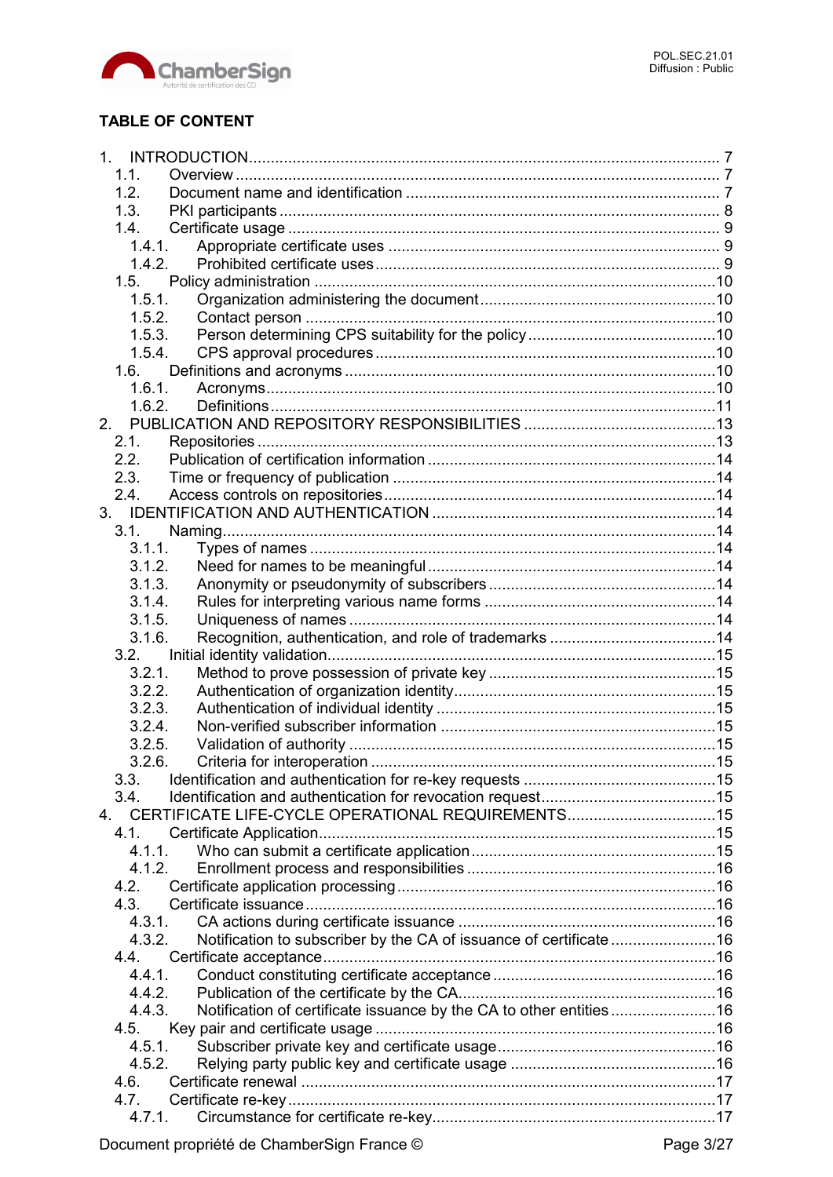# TABLE OF CONTENT

1. INTRODUCTION ........................................................................................................ 7
   - 1.1. Overview ........................................................................................................ 7
   - 1.2. Document name and identification ........................................................................ 7
   - 1.3. PKI participants ............................................................................................. 8
   - 1.4. Certificate usage ............................................................................................ 9
     - 1.4.1. Appropriate certificate uses ......................................................................... 9
     - 1.4.2. Prohibited certificate uses ........................................................................... 9
   - 1.5. Policy administration ...................................................................................... 10
     - 1.5.1. Organization administering the document ....................................................... 10
     - 1.5.2. Contact person .......................................................................................... 10
     - 1.5.3. Person determining CPS suitability for the policy ............................................. 10
     - 1.5.4. CPS approval procedures ............................................................................. 10
   - 1.6. Definitions and acronyms ................................................................................. 10
     - 1.6.1. Acronyms .................................................................................................. 10
     - 1.6.2. Definitions ................................................................................................ 11
2. PUBLICATION AND REPOSITORY RESPONSIBILITIES ............................................................ 13
   - 2.1. Repositories ................................................................................................. 13
   - 2.2. Publication of certification information ............................................................... 14
   - 2.3. Time or frequency of publication ........................................................................ 14
   - 2.4. Access controls on repositories .......................................................................... 14
3. IDENTIFICATION AND AUTHENTICATION ................................................................................ 14
   - 3.1. Naming ........................................................................................................ 14
     - 3.1.1. Types of names .......................................................................................... 14
     - 3.1.2. Need for names to be meaningful .................................................................. 14
     - 3.1.3. Anonymity or pseudonymity of subscribers ...................................................... 14
     - 3.1.4. Rules for interpreting various name forms ...................................................... 14
     - 3.1.5. Uniqueness of names .................................................................................. 14
     - 3.1.6. Recognition, authentication, and role of trademarks ......................................... 14
   - 3.2. Initial identity validation .................................................................................. 15
     - 3.2.1. Method to prove possession of private key ..................................................... 15
     - 3.2.2. Authentication of organization identity ........................................................... 15
     - 3.2.3. Authentication of individual identity .............................................................. 15
     - 3.2.4. Non-verified subscriber information ............................................................... 15
     - 3.2.5. Validation of authority ................................................................................ 15
     - 3.2.6. Criteria for interoperation ............................................................................ 15
   - 3.3. Identification and authentication for re-key requests ............................................. 15
   - 3.4. Identification and authentication for revocation request .......................................... 15
4. CERTIFICATE LIFE-CYCLE OPERATIONAL REQUIREMENTS .................................................... 15
   - 4.1. Certificate Application ..................................................................................... 15
     - 4.1.1. Who can submit a certificate application ........................................................ 15
     - 4.1.2. Enrollment process and responsibilities ......................................................... 16
   - 4.2. Certificate application processing ....................................................................... 16
   - 4.3. Certificate issuance ......................................................................................... 16
     - 4.3.1. CA actions during certificate issuance ........................................................... 16
     - 4.3.2. Notification to subscriber by the CA of issuance of certificate ............................. 16
   - 4.4. Certificate acceptance ..................................................................................... 16
     - 4.4.1. Conduct constituting certificate acceptance .................................................... 16
     - 4.4.2. Publication of the certificate by the CA .......................................................... 16
     - 4.4.3. Notification of certificate issuance by the CA to other entities ............................ 16
   - 4.5. Key pair and certificate usage ........................................................................... 16
     - 4.5.1. Subscriber private key and certificate usage ................................................... 16
     - 4.5.2. Relying party public key and certificate usage ................................................ 16
   - 4.6. Certificate renewal ......................................................................................... 17
   - 4.7. Certificate re-key ........................................................................................... 17
     - 4.7.1. Circumstance for certificate re-key ................................................................ 17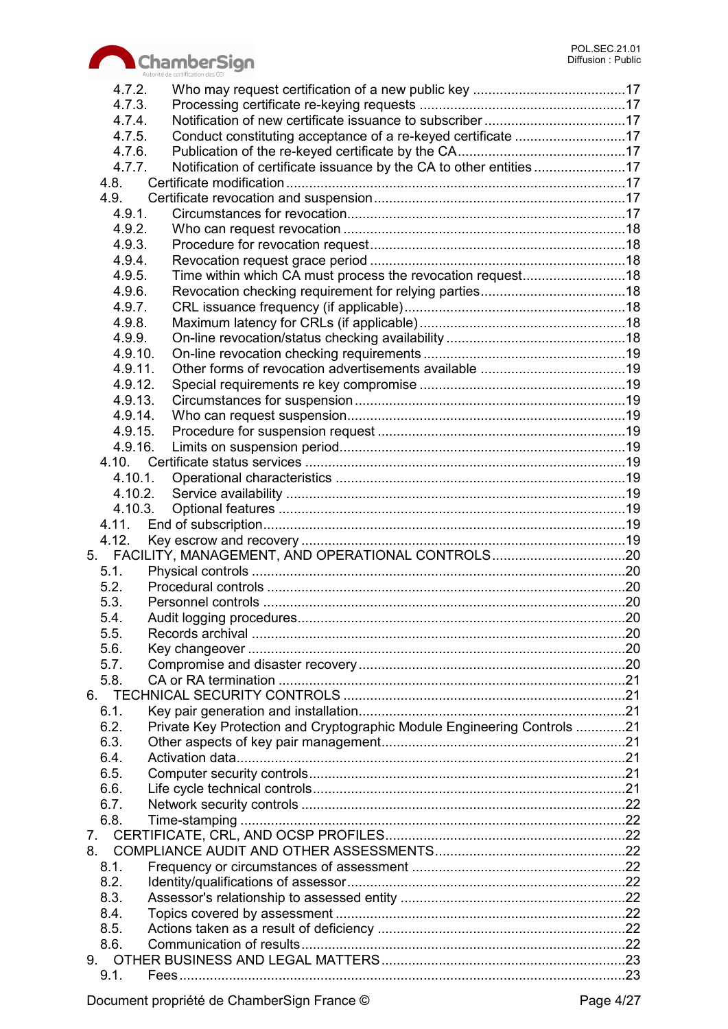- 4.7.2. Who may request certification of a new public key ........................................17
- 4.7.3. Processing certificate re-keying requests ......................................................17
- 4.7.4. Notification of new certificate issuance to subscriber .....................................17
- 4.7.5. Conduct constituting acceptance of a re-keyed certificate .............................17
- 4.7.6. Publication of the re-keyed certificate by the CA............................................17
- 4.7.7. Notification of certificate issuance by the CA to other entities ........................17
- 4.8. Certificate modification.........................................................................................17
- 4.9. Certificate revocation and suspension..................................................................17
  - 4.9.1. Circumstances for revocation.........................................................................17
  - 4.9.2. Who can request revocation ..........................................................................18
  - 4.9.3. Procedure for revocation request...................................................................18
  - 4.9.4. Revocation request grace period ...................................................................18
  - 4.9.5. Time within which CA must process the revocation request...........................18
  - 4.9.6. Revocation checking requirement for relying parties......................................18
  - 4.9.7. CRL issuance frequency (if applicable)..........................................................18
  - 4.9.8. Maximum latency for CRLs (if applicable).......................................................18
  - 4.9.9. On-line revocation/status checking availability ...............................................18
  - 4.9.10. On-line revocation checking requirements .....................................................19
  - 4.9.11. Other forms of revocation advertisements available ......................................19
  - 4.9.12. Special requirements re key compromise ......................................................19
  - 4.9.13. Circumstances for suspension.......................................................................19
  - 4.9.14. Who can request suspension.........................................................................19
  - 4.9.15. Procedure for suspension request .................................................................19
  - 4.9.16. Limits on suspension period...........................................................................19
- 4.10. Certificate status services ....................................................................................19
  - 4.10.1. Operational characteristics ............................................................................19
  - 4.10.2. Service availability .........................................................................................19
  - 4.10.3. Optional features ...........................................................................................19
- 4.11. End of subscription...............................................................................................19
- 4.12. Key escrow and recovery .....................................................................................19

5. FACILITY, MANAGEMENT, AND OPERATIONAL CONTROLS...................................20
   - 5.1. Physical controls ..................................................................................................20
   - 5.2. Procedural controls ..............................................................................................20
   - 5.3. Personnel controls ...............................................................................................20
   - 5.4. Audit logging procedures......................................................................................20
   - 5.5. Records archival ..................................................................................................20
   - 5.6. Key changeover ...................................................................................................20
   - 5.7. Compromise and disaster recovery ......................................................................20
   - 5.8. CA or RA termination ...........................................................................................21
6. TECHNICAL SECURITY CONTROLS ..........................................................................21
   - 6.1. Key pair generation and installation......................................................................21
   - 6.2. Private Key Protection and Cryptographic Module Engineering Controls .............21
   - 6.3. Other aspects of key pair management................................................................21
   - 6.4. Activation data......................................................................................................21
   - 6.5. Computer security controls...................................................................................21
   - 6.6. Life cycle technical controls..................................................................................21
   - 6.7. Network security controls ....................................................................................22
   - 6.8. Time-stamping .....................................................................................................22
7. CERTIFICATE, CRL, AND OCSP PROFILES...............................................................22
8. COMPLIANCE AUDIT AND OTHER ASSESSMENTS..................................................22
   - 8.1. Frequency or circumstances of assessment ........................................................22
   - 8.2. Identity/qualifications of assessor........................................................................22
   - 8.3. Assessor's relationship to assessed entity ...........................................................22
   - 8.4. Topics covered by assessment ............................................................................22
   - 8.5. Actions taken as a result of deficiency .................................................................22
   - 8.6. Communication of results.....................................................................................22
9. OTHER BUSINESS AND LEGAL MATTERS................................................................23
   - 9.1. Fees.....................................................................................................................23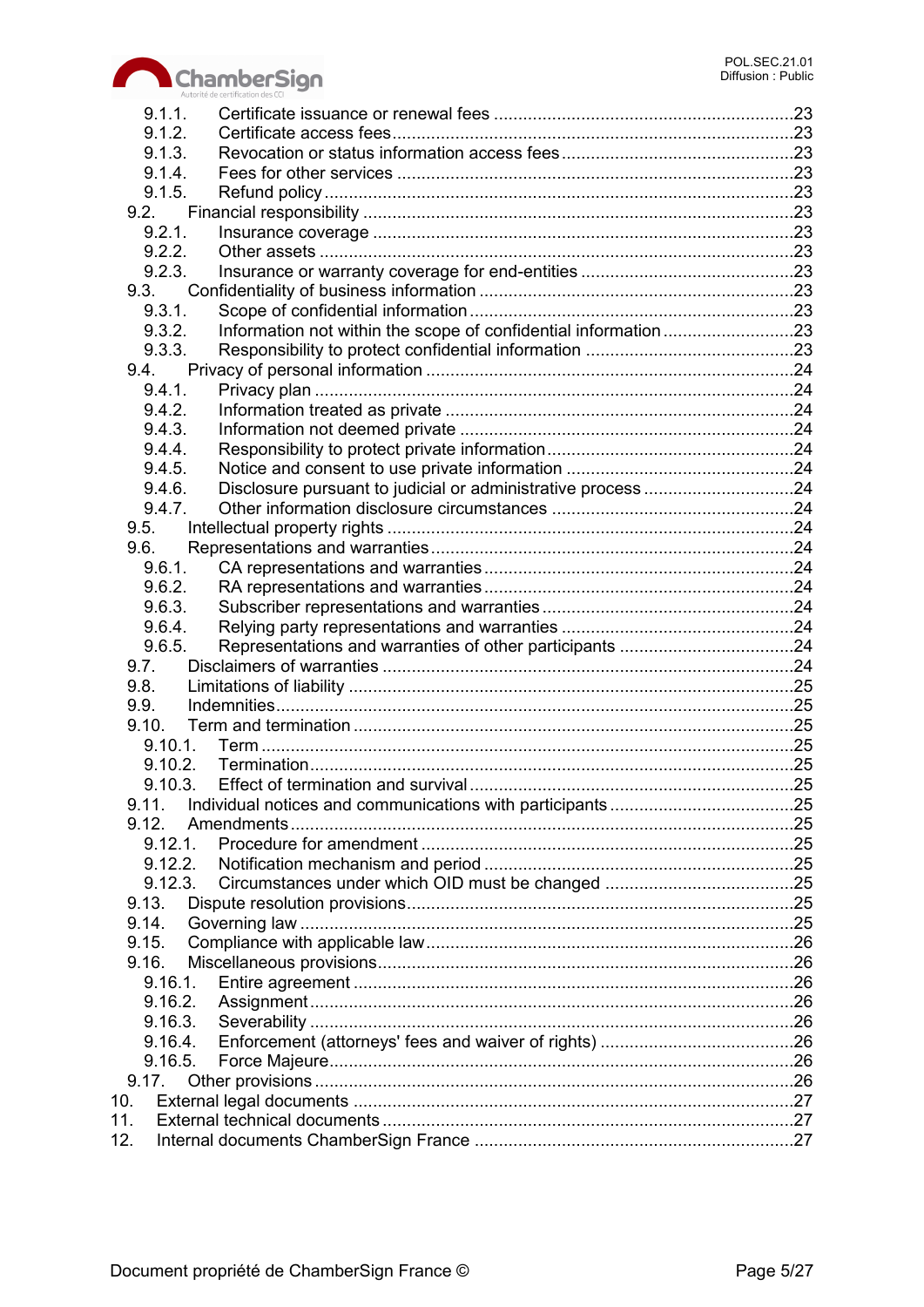- 9.1.1. Certificate issuance or renewal fees ....23
- 9.1.2. Certificate access fees ....23
- 9.1.3. Revocation or status information access fees ....23
- 9.1.4. Fees for other services ....23
- 9.1.5. Refund policy ....23
- 9.2. Financial responsibility ....23
  - 9.2.1. Insurance coverage ....23
  - 9.2.2. Other assets ....23
  - 9.2.3. Insurance or warranty coverage for end-entities ....23
- 9.3. Confidentiality of business information ....23
  - 9.3.1. Scope of confidential information ....23
  - 9.3.2. Information not within the scope of confidential information ....23
  - 9.3.3. Responsibility to protect confidential information ....23
- 9.4. Privacy of personal information ....24
  - 9.4.1. Privacy plan ....24
  - 9.4.2. Information treated as private ....24
  - 9.4.3. Information not deemed private ....24
  - 9.4.4. Responsibility to protect private information ....24
  - 9.4.5. Notice and consent to use private information ....24
  - 9.4.6. Disclosure pursuant to judicial or administrative process ....24
  - 9.4.7. Other information disclosure circumstances ....24
- 9.5. Intellectual property rights ....24
- 9.6. Representations and warranties ....24
  - 9.6.1. CA representations and warranties ....24
  - 9.6.2. RA representations and warranties ....24
  - 9.6.3. Subscriber representations and warranties ....24
  - 9.6.4. Relying party representations and warranties ....24
  - 9.6.5. Representations and warranties of other participants ....24
- 9.7. Disclaimers of warranties ....24
- 9.8. Limitations of liability ....25
- 9.9. Indemnities ....25
- 9.10. Term and termination ....25
  - 9.10.1. Term ....25
  - 9.10.2. Termination ....25
  - 9.10.3. Effect of termination and survival ....25
- 9.11. Individual notices and communications with participants ....25
- 9.12. Amendments ....25
  - 9.12.1. Procedure for amendment ....25
  - 9.12.2. Notification mechanism and period ....25
  - 9.12.3. Circumstances under which OID must be changed ....25
- 9.13. Dispute resolution provisions ....25
- 9.14. Governing law ....25
- 9.15. Compliance with applicable law ....26
- 9.16. Miscellaneous provisions ....26
  - 9.16.1. Entire agreement ....26
  - 9.16.2. Assignment ....26
  - 9.16.3. Severability ....26
  - 9.16.4. Enforcement (attorneys' fees and waiver of rights) ....26
  - 9.16.5. Force Majeure ....26
- 9.17. Other provisions ....26

10. External legal documents ....27
11. External technical documents ....27
12. Internal documents ChamberSign France ....27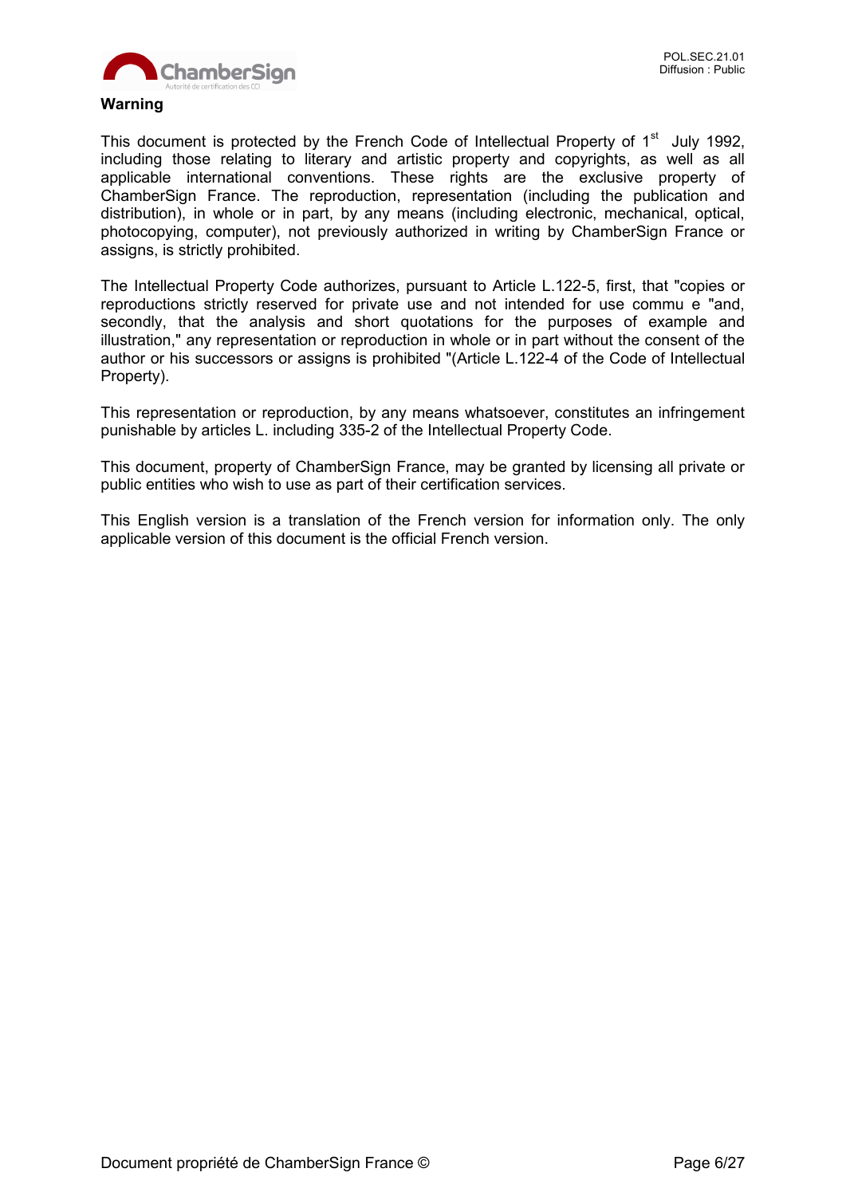**Warning**

This document is protected by the French Code of Intellectual Property of 1st July 1992, including those relating to literary and artistic property and copyrights, as well as all applicable international conventions. These rights are the exclusive property of ChamberSign France. The reproduction, representation (including the publication and distribution), in whole or in part, by any means (including electronic, mechanical, optical, photocopying, computer), not previously authorized in writing by ChamberSign France or assigns, is strictly prohibited.

The Intellectual Property Code authorizes, pursuant to Article L.122-5, first, that "copies or reproductions strictly reserved for private use and not intended for use commu e "and, secondly, that the analysis and short quotations for the purposes of example and illustration," any representation or reproduction in whole or in part without the consent of the author or his successors or assigns is prohibited "(Article L.122-4 of the Code of Intellectual Property).

This representation or reproduction, by any means whatsoever, constitutes an infringement punishable by articles L. including 335-2 of the Intellectual Property Code.

This document, property of ChamberSign France, may be granted by licensing all private or public entities who wish to use as part of their certification services.

This English version is a translation of the French version for information only. The only applicable version of this document is the official French version.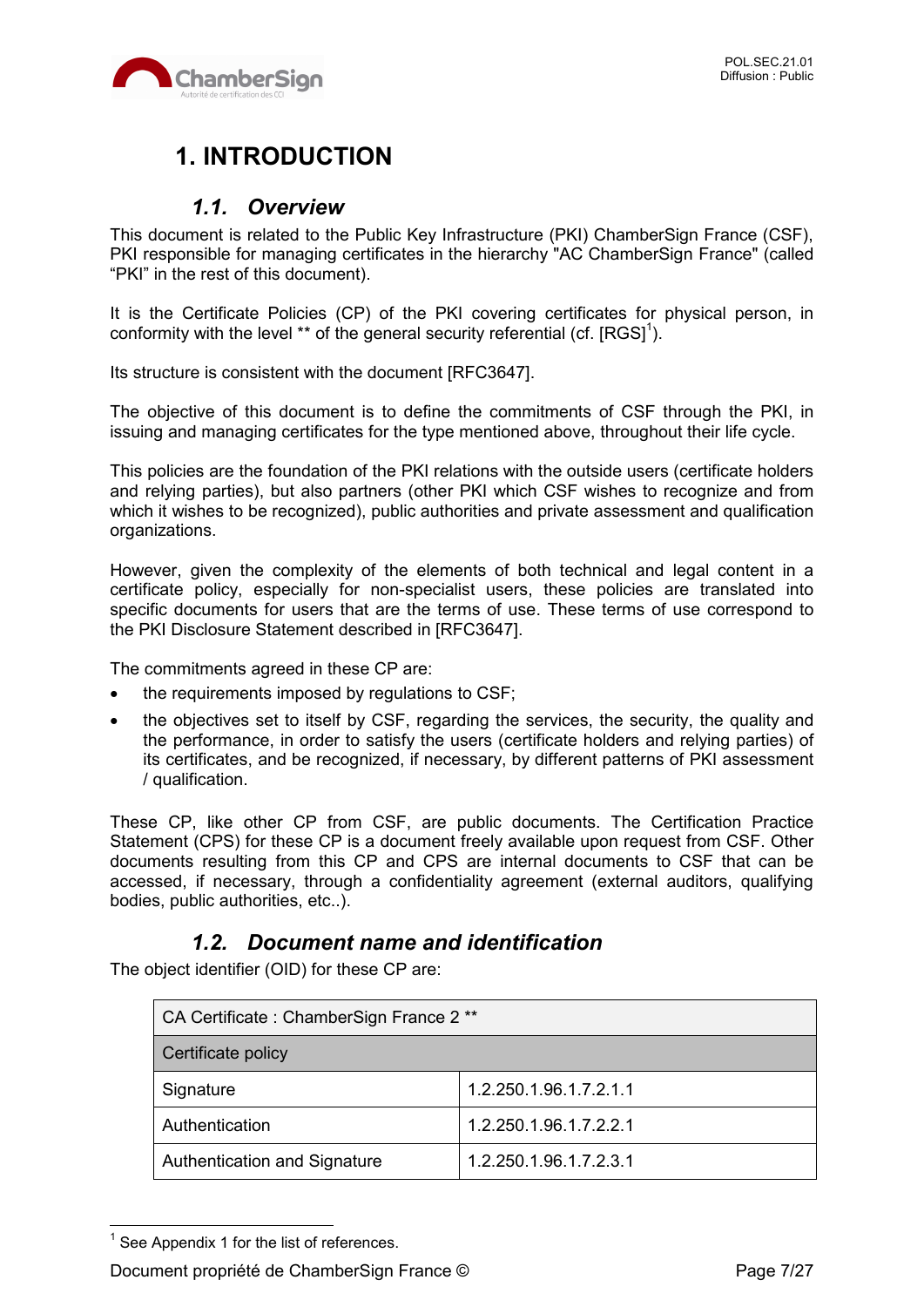# 1. INTRODUCTION

## 1.1. Overview

This document is related to the Public Key Infrastructure (PKI) ChamberSign France (CSF), PKI responsible for managing certificates in the hierarchy "AC ChamberSign France" (called “PKI” in the rest of this document).

It is the Certificate Policies (CP) of the PKI covering certificates for physical person, in conformity with the level ** of the general security referential (cf. [RGS][1]).

Its structure is consistent with the document [RFC3647].

The objective of this document is to define the commitments of CSF through the PKI, in issuing and managing certificates for the type mentioned above, throughout their life cycle.

This policies are the foundation of the PKI relations with the outside users (certificate holders and relying parties), but also partners (other PKI which CSF wishes to recognize and from which it wishes to be recognized), public authorities and private assessment and qualification organizations.

However, given the complexity of the elements of both technical and legal content in a certificate policy, especially for non-specialist users, these policies are translated into specific documents for users that are the terms of use. These terms of use correspond to the PKI Disclosure Statement described in [RFC3647].

The commitments agreed in these CP are:

- the requirements imposed by regulations to CSF;
- the objectives set to itself by CSF, regarding the services, the security, the quality and the performance, in order to satisfy the users (certificate holders and relying parties) of its certificates, and be recognized, if necessary, by different patterns of PKI assessment / qualification.

These CP, like other CP from CSF, are public documents. The Certification Practice Statement (CPS) for these CP is a document freely available upon request from CSF. Other documents resulting from this CP and CPS are internal documents to CSF that can be accessed, if necessary, through a confidentiality agreement (external auditors, qualifying bodies, public authorities, etc..).

## 1.2. Document name and identification

The object identifier (OID) for these CP are:

| CA Certificate : ChamberSign France 2 ** | |
|---|---|
| Certificate policy | |
| Signature | 1.2.250.1.96.1.7.2.1.1 |
| Authentication | 1.2.250.1.96.1.7.2.2.1 |
| Authentication and Signature | 1.2.250.1.96.1.7.2.3.1 |

[1] See Appendix 1 for the list of references.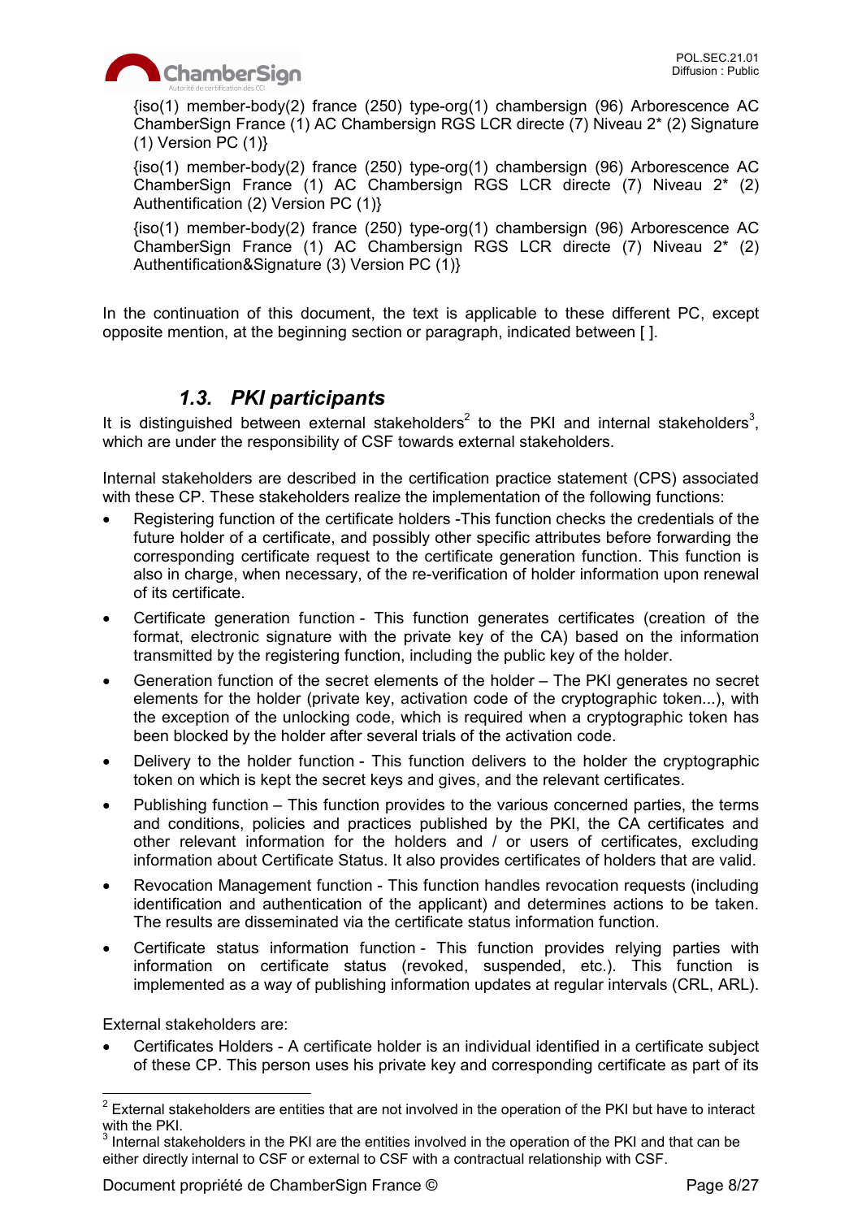{iso(1) member-body(2) france (250) type-org(1) chambersign (96) Arborescence AC ChamberSign France (1) AC Chambersign RGS LCR directe (7) Niveau 2* (2) Signature (1) Version PC (1)}

{iso(1) member-body(2) france (250) type-org(1) chambersign (96) Arborescence AC ChamberSign France (1) AC Chambersign RGS LCR directe (7) Niveau 2* (2) Authentification (2) Version PC (1)}

{iso(1) member-body(2) france (250) type-org(1) chambersign (96) Arborescence AC ChamberSign France (1) AC Chambersign RGS LCR directe (7) Niveau 2* (2) Authentification&Signature (3) Version PC (1)}

In the continuation of this document, the text is applicable to these different PC, except opposite mention, at the beginning section or paragraph, indicated between [ ].

## *1.3. PKI participants*

It is distinguished between external stakeholders[2] to the PKI and internal stakeholders[3], which are under the responsibility of CSF towards external stakeholders.

Internal stakeholders are described in the certification practice statement (CPS) associated with these CP. These stakeholders realize the implementation of the following functions:

- Registering function of the certificate holders -This function checks the credentials of the future holder of a certificate, and possibly other specific attributes before forwarding the corresponding certificate request to the certificate generation function. This function is also in charge, when necessary, of the re-verification of holder information upon renewal of its certificate.
- Certificate generation function - This function generates certificates (creation of the format, electronic signature with the private key of the CA) based on the information transmitted by the registering function, including the public key of the holder.
- Generation function of the secret elements of the holder – The PKI generates no secret elements for the holder (private key, activation code of the cryptographic token...), with the exception of the unlocking code, which is required when a cryptographic token has been blocked by the holder after several trials of the activation code.
- Delivery to the holder function - This function delivers to the holder the cryptographic token on which is kept the secret keys and gives, and the relevant certificates.
- Publishing function – This function provides to the various concerned parties, the terms and conditions, policies and practices published by the PKI, the CA certificates and other relevant information for the holders and / or users of certificates, excluding information about Certificate Status. It also provides certificates of holders that are valid.
- Revocation Management function - This function handles revocation requests (including identification and authentication of the applicant) and determines actions to be taken. The results are disseminated via the certificate status information function.
- Certificate status information function - This function provides relying parties with information on certificate status (revoked, suspended, etc.). This function is implemented as a way of publishing information updates at regular intervals (CRL, ARL).

External stakeholders are:

- Certificates Holders - A certificate holder is an individual identified in a certificate subject of these CP. This person uses his private key and corresponding certificate as part of its

[2] External stakeholders are entities that are not involved in the operation of the PKI but have to interact with the PKI.

[3] Internal stakeholders in the PKI are the entities involved in the operation of the PKI and that can be either directly internal to CSF or external to CSF with a contractual relationship with CSF.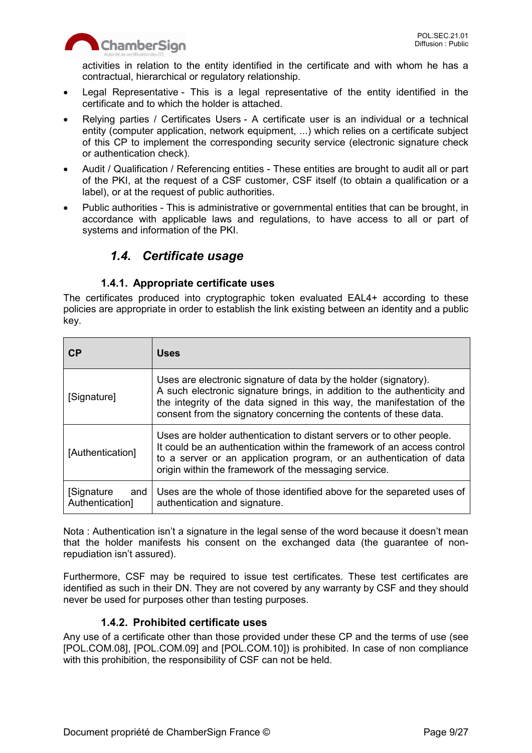activities in relation to the entity identified in the certificate and with whom he has a contractual, hierarchical or regulatory relationship.

- Legal Representative - This is a legal representative of the entity identified in the certificate and to which the holder is attached.
- Relying parties / Certificates Users - A certificate user is an individual or a technical entity (computer application, network equipment, ...) which relies on a certificate subject of this CP to implement the corresponding security service (electronic signature check or authentication check).
- Audit / Qualification / Referencing entities - These entities are brought to audit all or part of the PKI, at the request of a CSF customer, CSF itself (to obtain a qualification or a label), or at the request of public authorities.
- Public authorities - This is administrative or governmental entities that can be brought, in accordance with applicable laws and regulations, to have access to all or part of systems and information of the PKI.

## *1.4. Certificate usage*

### 1.4.1. Appropriate certificate uses

The certificates produced into cryptographic token evaluated EAL4+ according to these policies are appropriate in order to establish the link existing between an identity and a public key.

| **CP** | **Uses** |
|---|---|
| [Signature] | Uses are electronic signature of data by the holder (signatory).<br>A such electronic signature brings, in addition to the authenticity and the integrity of the data signed in this way, the manifestation of the consent from the signatory concerning the contents of these data. |
| [Authentication] | Uses are holder authentication to distant servers or to other people.<br>It could be an authentication within the framework of an access control to a server or an application program, or an authentication of data origin within the framework of the messaging service. |
| [Signature and Authentication] | Uses are the whole of those identified above for the separeted uses of authentication and signature. |

Nota : Authentication isn't a signature in the legal sense of the word because it doesn't mean that the holder manifests his consent on the exchanged data (the guarantee of non-repudiation isn't assured).

Furthermore, CSF may be required to issue test certificates. These test certificates are identified as such in their DN. They are not covered by any warranty by CSF and they should never be used for purposes other than testing purposes.

### 1.4.2. Prohibited certificate uses

Any use of a certificate other than those provided under these CP and the terms of use (see [POL.COM.08], [POL.COM.09] and [POL.COM.10]) is prohibited. In case of non compliance with this prohibition, the responsibility of CSF can not be held.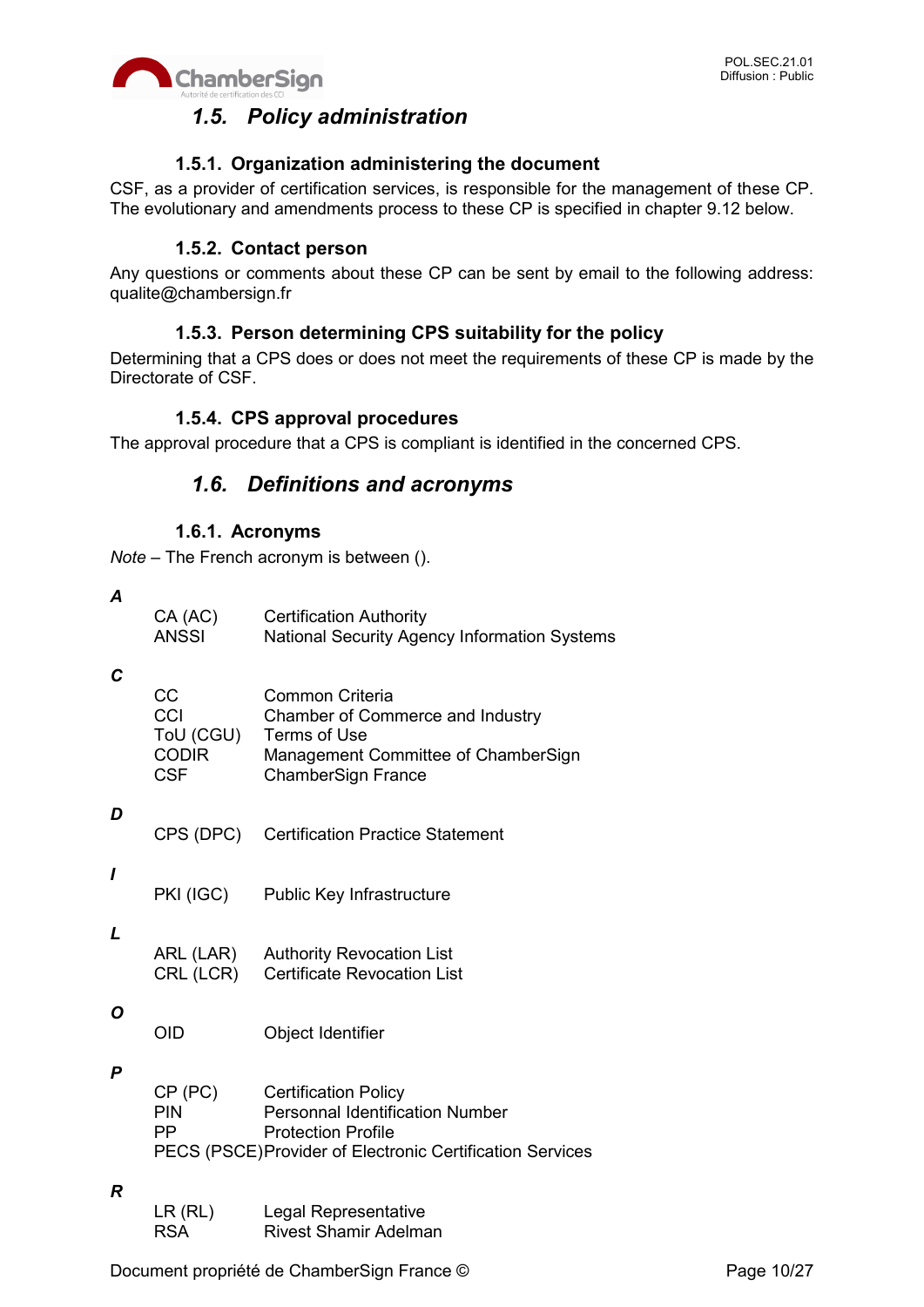## 1.5. Policy administration

### 1.5.1. Organization administering the document

CSF, as a provider of certification services, is responsible for the management of these CP. The evolutionary and amendments process to these CP is specified in chapter 9.12 below.

### 1.5.2. Contact person

Any questions or comments about these CP can be sent by email to the following address: qualite@chambersign.fr

### 1.5.3. Person determining CPS suitability for the policy

Determining that a CPS does or does not meet the requirements of these CP is made by the Directorate of CSF.

### 1.5.4. CPS approval procedures

The approval procedure that a CPS is compliant is identified in the concerned CPS.

## 1.6. Definitions and acronyms

### 1.6.1. Acronyms

*Note* – The French acronym is between ().

***A***

| | |
|---|---|
| CA (AC) | Certification Authority |
| ANSSI | National Security Agency Information Systems |

***C***

| | |
|---|---|
| CC | Common Criteria |
| CCI | Chamber of Commerce and Industry |
| ToU (CGU) | Terms of Use |
| CODIR | Management Committee of ChamberSign |
| CSF | ChamberSign France |

***D***

| | |
|---|---|
| CPS (DPC) | Certification Practice Statement |

***I***

| | |
|---|---|
| PKI (IGC) | Public Key Infrastructure |

***L***

| | |
|---|---|
| ARL (LAR) | Authority Revocation List |
| CRL (LCR) | Certificate Revocation List |

***O***

| | |
|---|---|
| OID | Object Identifier |

***P***

| | |
|---|---|
| CP (PC) | Certification Policy |
| PIN | Personnal Identification Number |
| PP | Protection Profile |
| PECS (PSCE) | Provider of Electronic Certification Services |

***R***

| | |
|---|---|
| LR (RL) | Legal Representative |
| RSA | Rivest Shamir Adelman |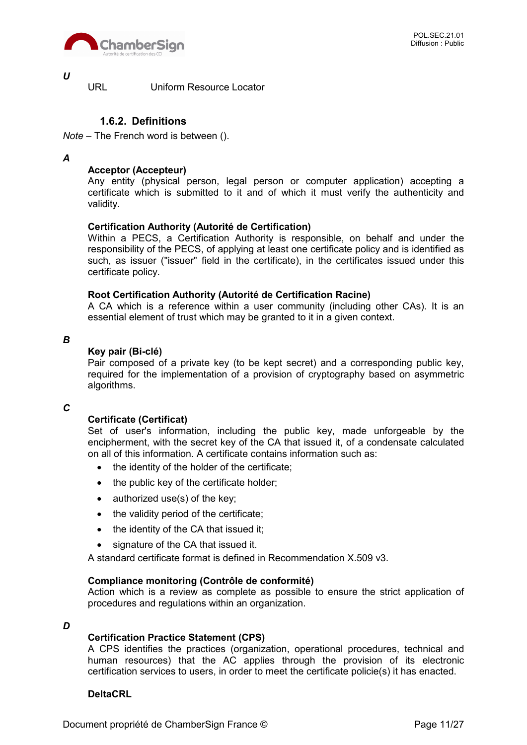***U***

URL Uniform Resource Locator

### 1.6.2. Definitions

*Note* – The French word is between ().

***A***

**Acceptor (Accepteur)**
Any entity (physical person, legal person or computer application) accepting a certificate which is submitted to it and of which it must verify the authenticity and validity.

**Certification Authority (Autorité de Certification)**
Within a PECS, a Certification Authority is responsible, on behalf and under the responsibility of the PECS, of applying at least one certificate policy and is identified as such, as issuer ("issuer" field in the certificate), in the certificates issued under this certificate policy.

**Root Certification Authority (Autorité de Certification Racine)**
A CA which is a reference within a user community (including other CAs). It is an essential element of trust which may be granted to it in a given context.

***B***

**Key pair (Bi-clé)**
Pair composed of a private key (to be kept secret) and a corresponding public key, required for the implementation of a provision of cryptography based on asymmetric algorithms.

***C***

**Certificate (Certificat)**
Set of user's information, including the public key, made unforgeable by the encipherment, with the secret key of the CA that issued it, of a condensate calculated on all of this information. A certificate contains information such as:

- the identity of the holder of the certificate;
- the public key of the certificate holder;
- authorized use(s) of the key;
- the validity period of the certificate;
- the identity of the CA that issued it;
- signature of the CA that issued it.

A standard certificate format is defined in Recommendation X.509 v3.

**Compliance monitoring (Contrôle de conformité)**
Action which is a review as complete as possible to ensure the strict application of procedures and regulations within an organization.

***D***

**Certification Practice Statement (CPS)**
A CPS identifies the practices (organization, operational procedures, technical and human resources) that the AC applies through the provision of its electronic certification services to users, in order to meet the certificate policie(s) it has enacted.

**DeltaCRL**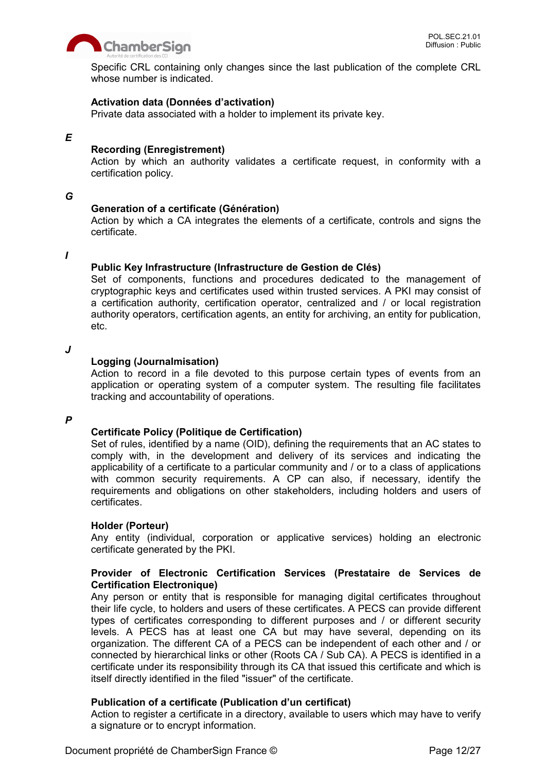Specific CRL containing only changes since the last publication of the complete CRL whose number is indicated.

**Activation data (Données d'activation)**
Private data associated with a holder to implement its private key.

***E***

**Recording (Enregistrement)**
Action by which an authority validates a certificate request, in conformity with a certification policy.

***G***

**Generation of a certificate (Génération)**
Action by which a CA integrates the elements of a certificate, controls and signs the certificate.

***I***

**Public Key Infrastructure (Infrastructure de Gestion de Clés)**
Set of components, functions and procedures dedicated to the management of cryptographic keys and certificates used within trusted services. A PKI may consist of a certification authority, certification operator, centralized and / or local registration authority operators, certification agents, an entity for archiving, an entity for publication, etc.

***J***

**Logging (Journalmisation)**
Action to record in a file devoted to this purpose certain types of events from an application or operating system of a computer system. The resulting file facilitates tracking and accountability of operations.

***P***

**Certificate Policy (Politique de Certification)**
Set of rules, identified by a name (OID), defining the requirements that an AC states to comply with, in the development and delivery of its services and indicating the applicability of a certificate to a particular community and / or to a class of applications with common security requirements. A CP can also, if necessary, identify the requirements and obligations on other stakeholders, including holders and users of certificates.

**Holder (Porteur)**
Any entity (individual, corporation or applicative services) holding an electronic certificate generated by the PKI.

**Provider of Electronic Certification Services (Prestataire de Services de Certification Electronique)**
Any person or entity that is responsible for managing digital certificates throughout their life cycle, to holders and users of these certificates. A PECS can provide different types of certificates corresponding to different purposes and / or different security levels. A PECS has at least one CA but may have several, depending on its organization. The different CA of a PECS can be independent of each other and / or connected by hierarchical links or other (Roots CA / Sub CA). A PECS is identified in a certificate under its responsibility through its CA that issued this certificate and which is itself directly identified in the filed "issuer" of the certificate.

**Publication of a certificate (Publication d'un certificat)**
Action to register a certificate in a directory, available to users which may have to verify a signature or to encrypt information.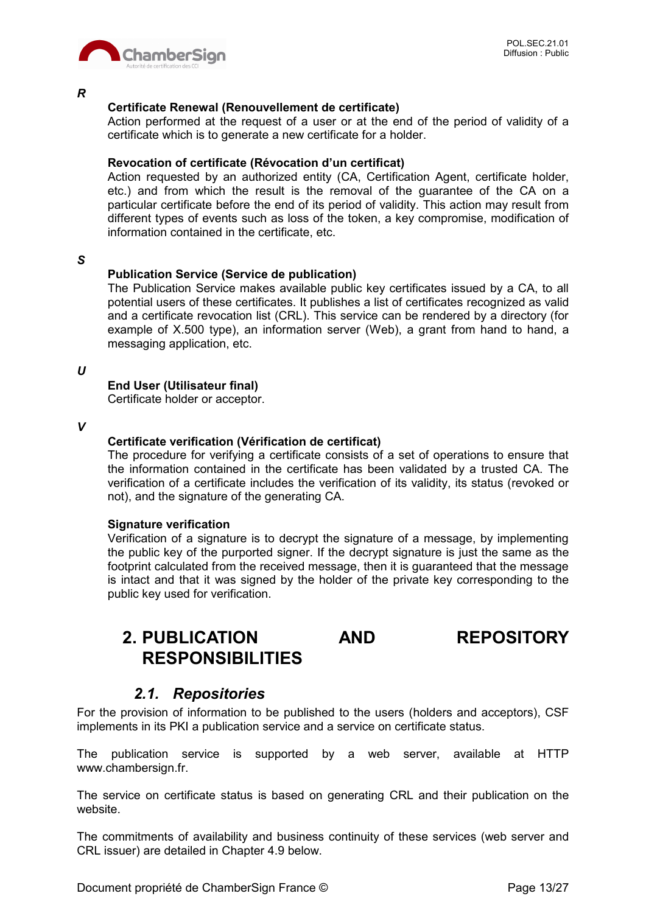***R***

**Certificate Renewal (Renouvellement de certificate)**
Action performed at the request of a user or at the end of the period of validity of a certificate which is to generate a new certificate for a holder.

**Revocation of certificate (Révocation d'un certificat)**
Action requested by an authorized entity (CA, Certification Agent, certificate holder, etc.) and from which the result is the removal of the guarantee of the CA on a particular certificate before the end of its period of validity. This action may result from different types of events such as loss of the token, a key compromise, modification of information contained in the certificate, etc.

***S***

**Publication Service (Service de publication)**
The Publication Service makes available public key certificates issued by a CA, to all potential users of these certificates. It publishes a list of certificates recognized as valid and a certificate revocation list (CRL). This service can be rendered by a directory (for example of X.500 type), an information server (Web), a grant from hand to hand, a messaging application, etc.

***U***

**End User (Utilisateur final)**
Certificate holder or acceptor.

***V***

**Certificate verification (Vérification de certificat)**
The procedure for verifying a certificate consists of a set of operations to ensure that the information contained in the certificate has been validated by a trusted CA. The verification of a certificate includes the verification of its validity, its status (revoked or not), and the signature of the generating CA.

**Signature verification**
Verification of a signature is to decrypt the signature of a message, by implementing the public key of the purported signer. If the decrypt signature is just the same as the footprint calculated from the received message, then it is guaranteed that the message is intact and that it was signed by the holder of the private key corresponding to the public key used for verification.

# 2. PUBLICATION AND REPOSITORY RESPONSIBILITIES

## *2.1. Repositories*

For the provision of information to be published to the users (holders and acceptors), CSF implements in its PKI a publication service and a service on certificate status.

The publication service is supported by a web server, available at HTTP www.chambersign.fr.

The service on certificate status is based on generating CRL and their publication on the website.

The commitments of availability and business continuity of these services (web server and CRL issuer) are detailed in Chapter 4.9 below.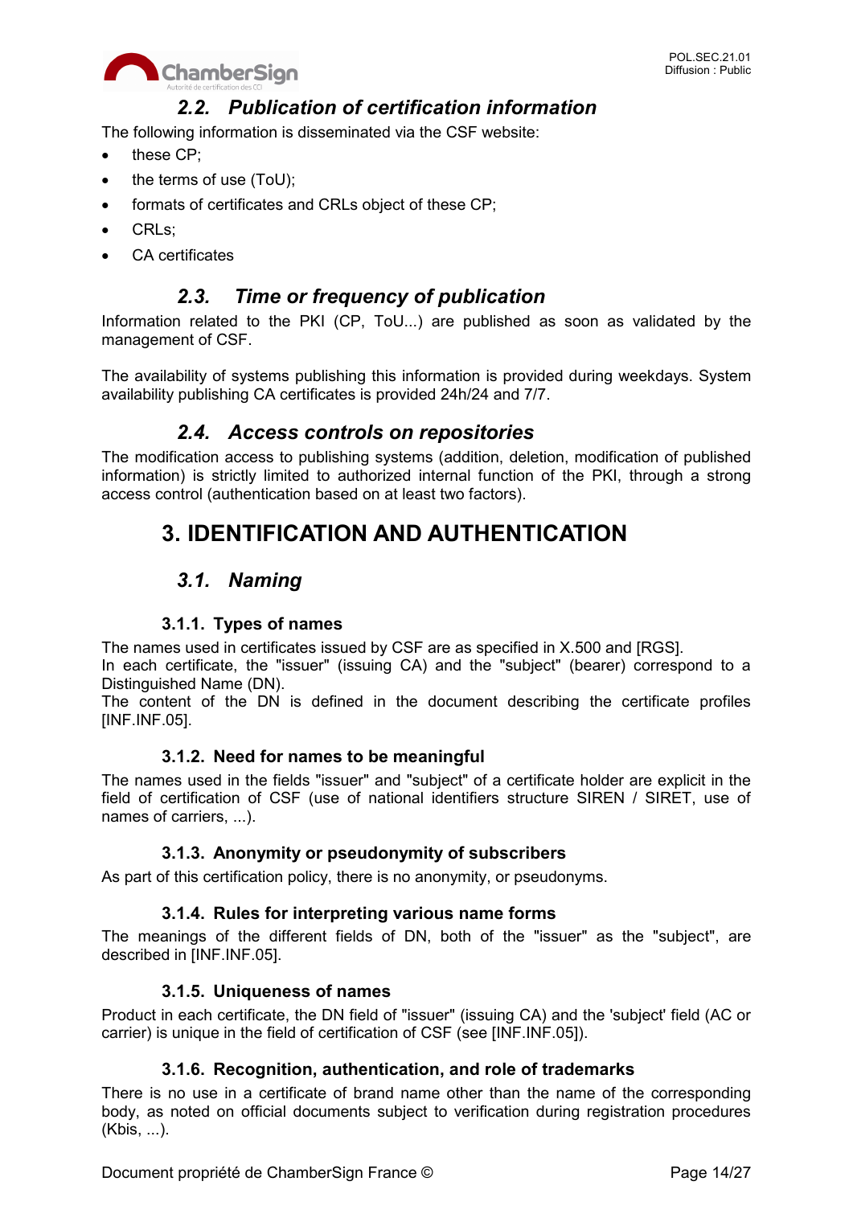## *2.2. Publication of certification information*

The following information is disseminated via the CSF website:

- these CP;
- the terms of use (ToU);
- formats of certificates and CRLs object of these CP;
- CRLs;
- CA certificates

## *2.3. Time or frequency of publication*

Information related to the PKI (CP, ToU...) are published as soon as validated by the management of CSF.

The availability of systems publishing this information is provided during weekdays. System availability publishing CA certificates is provided 24h/24 and 7/7.

## *2.4. Access controls on repositories*

The modification access to publishing systems (addition, deletion, modification of published information) is strictly limited to authorized internal function of the PKI, through a strong access control (authentication based on at least two factors).

# 3. IDENTIFICATION AND AUTHENTICATION

## *3.1. Naming*

### 3.1.1. Types of names

The names used in certificates issued by CSF are as specified in X.500 and [RGS].
In each certificate, the "issuer" (issuing CA) and the "subject" (bearer) correspond to a Distinguished Name (DN).
The content of the DN is defined in the document describing the certificate profiles [INF.INF.05].

### 3.1.2. Need for names to be meaningful

The names used in the fields "issuer" and "subject" of a certificate holder are explicit in the field of certification of CSF (use of national identifiers structure SIREN / SIRET, use of names of carriers, ...).

### 3.1.3. Anonymity or pseudonymity of subscribers

As part of this certification policy, there is no anonymity, or pseudonyms.

### 3.1.4. Rules for interpreting various name forms

The meanings of the different fields of DN, both of the "issuer" as the "subject", are described in [INF.INF.05].

### 3.1.5. Uniqueness of names

Product in each certificate, the DN field of "issuer" (issuing CA) and the 'subject' field (AC or carrier) is unique in the field of certification of CSF (see [INF.INF.05]).

### 3.1.6. Recognition, authentication, and role of trademarks

There is no use in a certificate of brand name other than the name of the corresponding body, as noted on official documents subject to verification during registration procedures (Kbis, ...).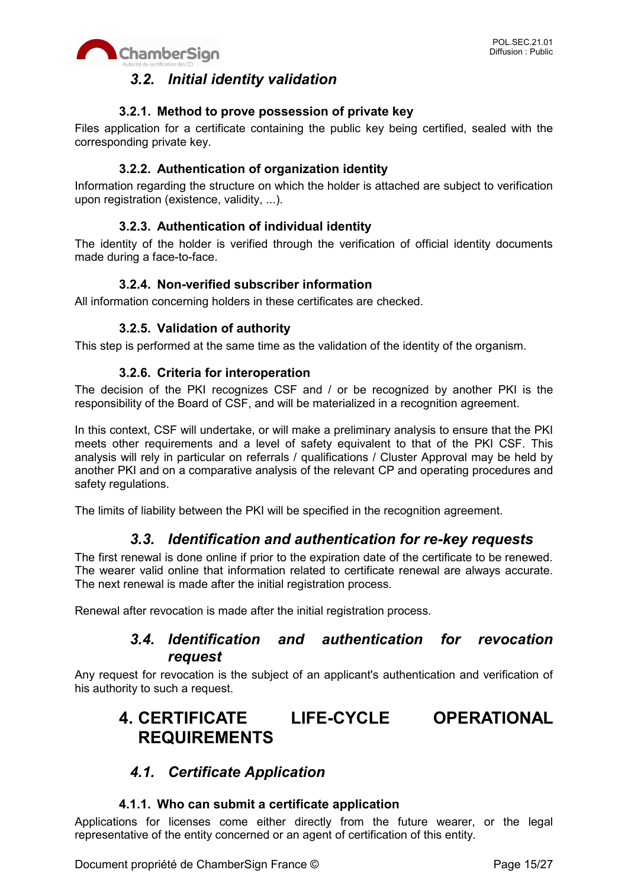## 3.2. Initial identity validation

### 3.2.1. Method to prove possession of private key

Files application for a certificate containing the public key being certified, sealed with the corresponding private key.

### 3.2.2. Authentication of organization identity

Information regarding the structure on which the holder is attached are subject to verification upon registration (existence, validity, ...).

### 3.2.3. Authentication of individual identity

The identity of the holder is verified through the verification of official identity documents made during a face-to-face.

### 3.2.4. Non-verified subscriber information

All information concerning holders in these certificates are checked.

### 3.2.5. Validation of authority

This step is performed at the same time as the validation of the identity of the organism.

### 3.2.6. Criteria for interoperation

The decision of the PKI recognizes CSF and / or be recognized by another PKI is the responsibility of the Board of CSF, and will be materialized in a recognition agreement.

In this context, CSF will undertake, or will make a preliminary analysis to ensure that the PKI meets other requirements and a level of safety equivalent to that of the PKI CSF. This analysis will rely in particular on referrals / qualifications / Cluster Approval may be held by another PKI and on a comparative analysis of the relevant CP and operating procedures and safety regulations.

The limits of liability between the PKI will be specified in the recognition agreement.

## 3.3. Identification and authentication for re-key requests

The first renewal is done online if prior to the expiration date of the certificate to be renewed. The wearer valid online that information related to certificate renewal are always accurate. The next renewal is made after the initial registration process.

Renewal after revocation is made after the initial registration process.

## 3.4. Identification and authentication for revocation request

Any request for revocation is the subject of an applicant's authentication and verification of his authority to such a request.

# 4. CERTIFICATE LIFE-CYCLE OPERATIONAL REQUIREMENTS

## 4.1. Certificate Application

### 4.1.1. Who can submit a certificate application

Applications for licenses come either directly from the future wearer, or the legal representative of the entity concerned or an agent of certification of this entity.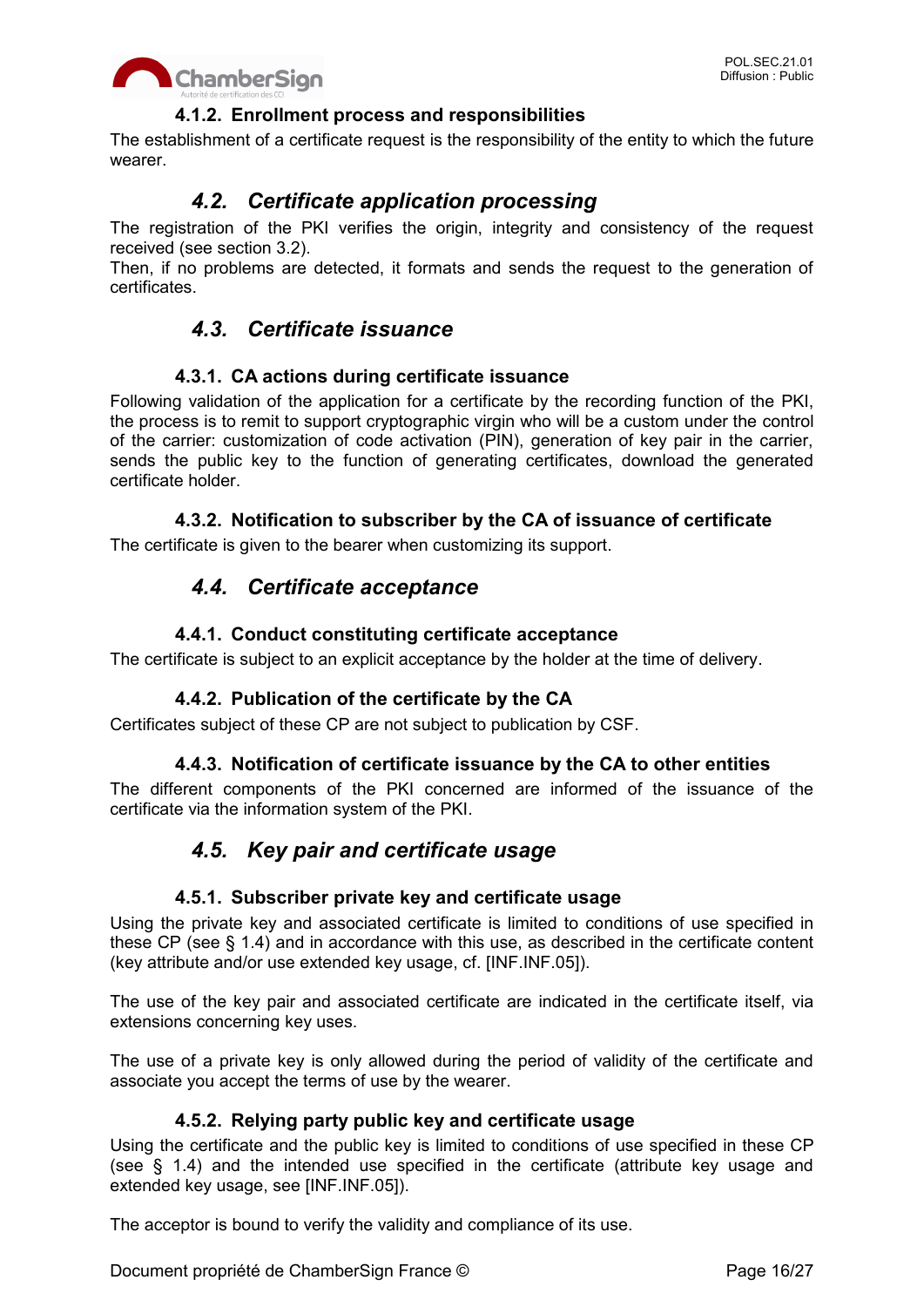#### 4.1.2. Enrollment process and responsibilities

The establishment of a certificate request is the responsibility of the entity to which the future wearer.

### *4.2. Certificate application processing*

The registration of the PKI verifies the origin, integrity and consistency of the request received (see section 3.2).
Then, if no problems are detected, it formats and sends the request to the generation of certificates.

### *4.3. Certificate issuance*

#### 4.3.1. CA actions during certificate issuance

Following validation of the application for a certificate by the recording function of the PKI, the process is to remit to support cryptographic virgin who will be a custom under the control of the carrier: customization of code activation (PIN), generation of key pair in the carrier, sends the public key to the function of generating certificates, download the generated certificate holder.

#### 4.3.2. Notification to subscriber by the CA of issuance of certificate

The certificate is given to the bearer when customizing its support.

### *4.4. Certificate acceptance*

#### 4.4.1. Conduct constituting certificate acceptance

The certificate is subject to an explicit acceptance by the holder at the time of delivery.

#### 4.4.2. Publication of the certificate by the CA

Certificates subject of these CP are not subject to publication by CSF.

#### 4.4.3. Notification of certificate issuance by the CA to other entities

The different components of the PKI concerned are informed of the issuance of the certificate via the information system of the PKI.

### *4.5. Key pair and certificate usage*

#### 4.5.1. Subscriber private key and certificate usage

Using the private key and associated certificate is limited to conditions of use specified in these CP (see § 1.4) and in accordance with this use, as described in the certificate content (key attribute and/or use extended key usage, cf. [INF.INF.05]).

The use of the key pair and associated certificate are indicated in the certificate itself, via extensions concerning key uses.

The use of a private key is only allowed during the period of validity of the certificate and associate you accept the terms of use by the wearer.

#### 4.5.2. Relying party public key and certificate usage

Using the certificate and the public key is limited to conditions of use specified in these CP (see § 1.4) and the intended use specified in the certificate (attribute key usage and extended key usage, see [INF.INF.05]).

The acceptor is bound to verify the validity and compliance of its use.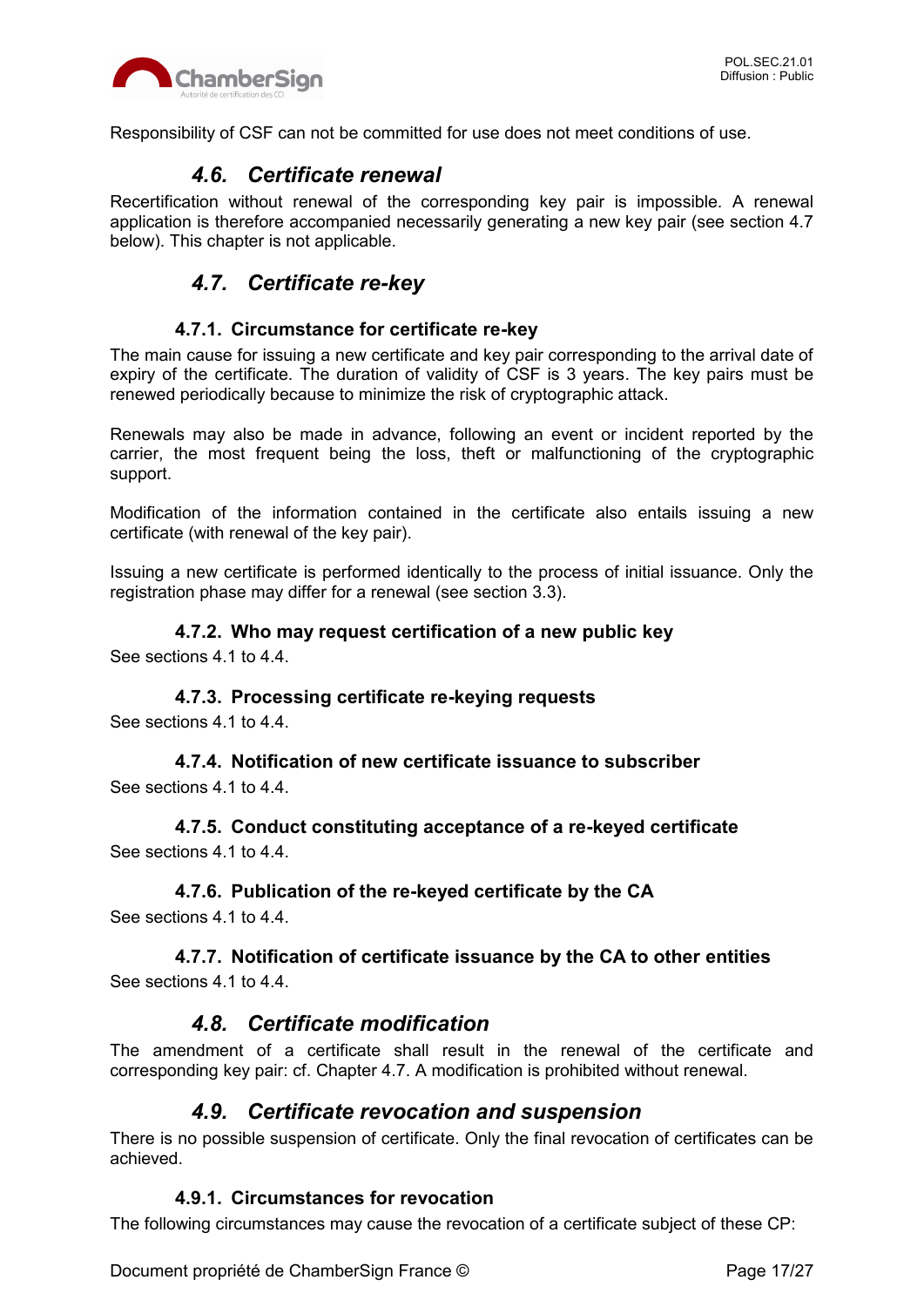Responsibility of CSF can not be committed for use does not meet conditions of use.

## *4.6. Certificate renewal*

Recertification without renewal of the corresponding key pair is impossible. A renewal application is therefore accompanied necessarily generating a new key pair (see section 4.7 below). This chapter is not applicable.

## *4.7. Certificate re-key*

### 4.7.1. Circumstance for certificate re-key

The main cause for issuing a new certificate and key pair corresponding to the arrival date of expiry of the certificate. The duration of validity of CSF is 3 years. The key pairs must be renewed periodically because to minimize the risk of cryptographic attack.

Renewals may also be made in advance, following an event or incident reported by the carrier, the most frequent being the loss, theft or malfunctioning of the cryptographic support.

Modification of the information contained in the certificate also entails issuing a new certificate (with renewal of the key pair).

Issuing a new certificate is performed identically to the process of initial issuance. Only the registration phase may differ for a renewal (see section 3.3).

### 4.7.2. Who may request certification of a new public key

See sections 4.1 to 4.4.

### 4.7.3. Processing certificate re-keying requests

See sections 4.1 to 4.4.

### 4.7.4. Notification of new certificate issuance to subscriber

See sections 4.1 to 4.4.

### 4.7.5. Conduct constituting acceptance of a re-keyed certificate

See sections 4.1 to 4.4.

### 4.7.6. Publication of the re-keyed certificate by the CA

See sections 4.1 to 4.4.

### 4.7.7. Notification of certificate issuance by the CA to other entities

See sections 4.1 to 4.4.

## *4.8. Certificate modification*

The amendment of a certificate shall result in the renewal of the certificate and corresponding key pair: cf. Chapter 4.7. A modification is prohibited without renewal.

## *4.9. Certificate revocation and suspension*

There is no possible suspension of certificate. Only the final revocation of certificates can be achieved.

### 4.9.1. Circumstances for revocation

The following circumstances may cause the revocation of a certificate subject of these CP: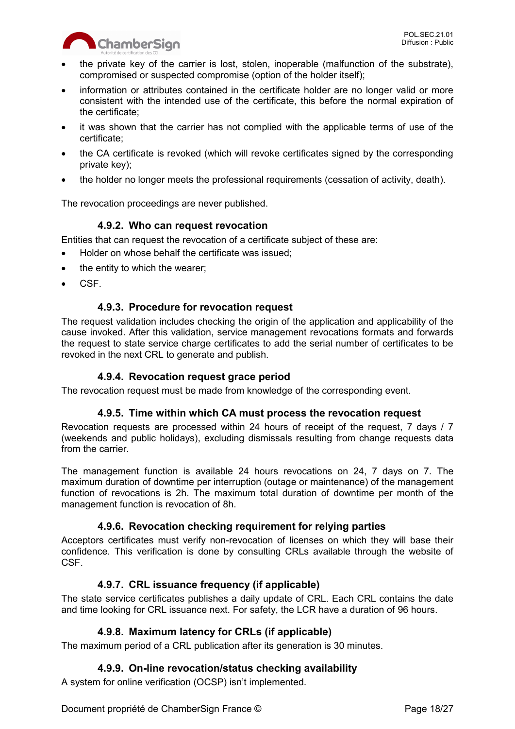- the private key of the carrier is lost, stolen, inoperable (malfunction of the substrate), compromised or suspected compromise (option of the holder itself);
- information or attributes contained in the certificate holder are no longer valid or more consistent with the intended use of the certificate, this before the normal expiration of the certificate;
- it was shown that the carrier has not complied with the applicable terms of use of the certificate;
- the CA certificate is revoked (which will revoke certificates signed by the corresponding private key);
- the holder no longer meets the professional requirements (cessation of activity, death).

The revocation proceedings are never published.

### 4.9.2. Who can request revocation

Entities that can request the revocation of a certificate subject of these are:

- Holder on whose behalf the certificate was issued;
- the entity to which the wearer;
- CSF.

### 4.9.3. Procedure for revocation request

The request validation includes checking the origin of the application and applicability of the cause invoked. After this validation, service management revocations formats and forwards the request to state service charge certificates to add the serial number of certificates to be revoked in the next CRL to generate and publish.

### 4.9.4. Revocation request grace period

The revocation request must be made from knowledge of the corresponding event.

### 4.9.5. Time within which CA must process the revocation request

Revocation requests are processed within 24 hours of receipt of the request, 7 days / 7 (weekends and public holidays), excluding dismissals resulting from change requests data from the carrier.

The management function is available 24 hours revocations on 24, 7 days on 7. The maximum duration of downtime per interruption (outage or maintenance) of the management function of revocations is 2h. The maximum total duration of downtime per month of the management function is revocation of 8h.

### 4.9.6. Revocation checking requirement for relying parties

Acceptors certificates must verify non-revocation of licenses on which they will base their confidence. This verification is done by consulting CRLs available through the website of CSF.

### 4.9.7. CRL issuance frequency (if applicable)

The state service certificates publishes a daily update of CRL. Each CRL contains the date and time looking for CRL issuance next. For safety, the LCR have a duration of 96 hours.

### 4.9.8. Maximum latency for CRLs (if applicable)

The maximum period of a CRL publication after its generation is 30 minutes.

### 4.9.9. On-line revocation/status checking availability

A system for online verification (OCSP) isn't implemented.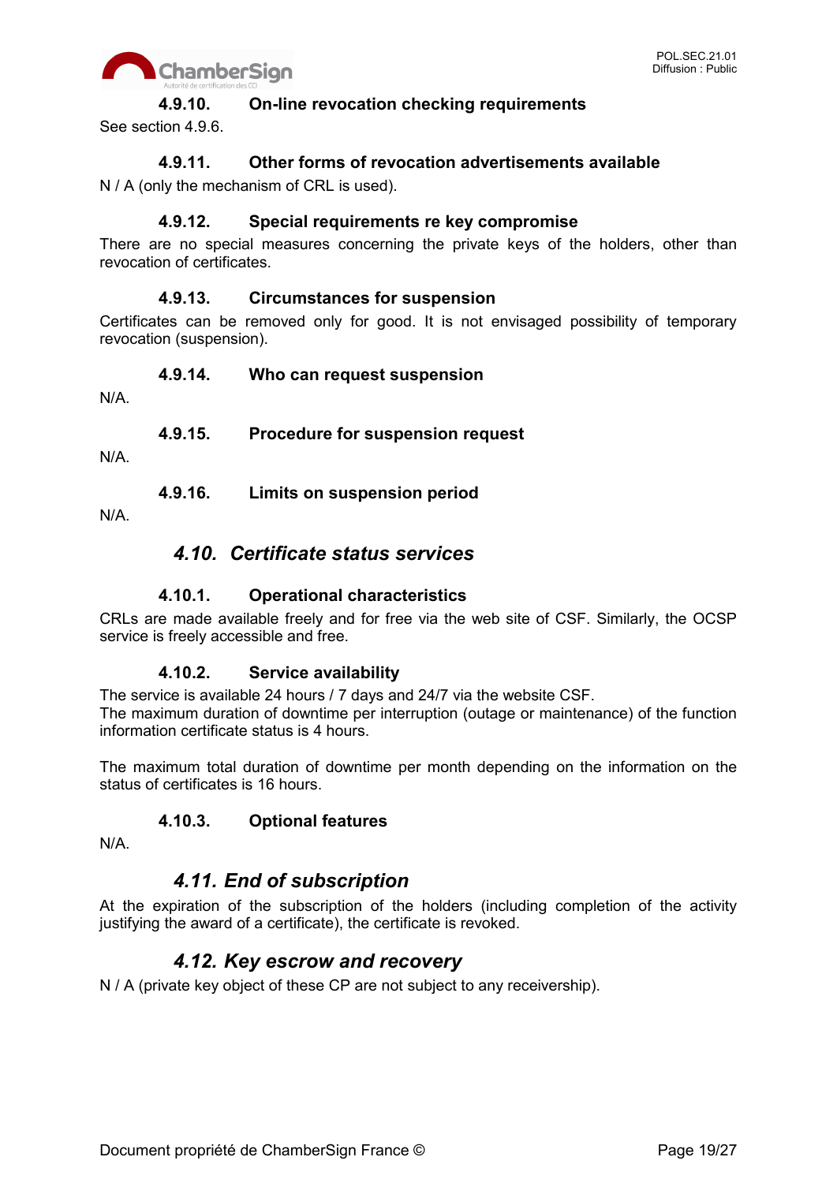#### 4.9.10. On-line revocation checking requirements

See section 4.9.6.

#### 4.9.11. Other forms of revocation advertisements available

N / A (only the mechanism of CRL is used).

#### 4.9.12. Special requirements re key compromise

There are no special measures concerning the private keys of the holders, other than revocation of certificates.

#### 4.9.13. Circumstances for suspension

Certificates can be removed only for good. It is not envisaged possibility of temporary revocation (suspension).

#### 4.9.14. Who can request suspension

N/A.

#### 4.9.15. Procedure for suspension request

N/A.

#### 4.9.16. Limits on suspension period

N/A.

### *4.10. Certificate status services*

#### 4.10.1. Operational characteristics

CRLs are made available freely and for free via the web site of CSF. Similarly, the OCSP service is freely accessible and free.

#### 4.10.2. Service availability

The service is available 24 hours / 7 days and 24/7 via the website CSF.
The maximum duration of downtime per interruption (outage or maintenance) of the function information certificate status is 4 hours.

The maximum total duration of downtime per month depending on the information on the status of certificates is 16 hours.

#### 4.10.3. Optional features

N/A.

### *4.11. End of subscription*

At the expiration of the subscription of the holders (including completion of the activity justifying the award of a certificate), the certificate is revoked.

### *4.12. Key escrow and recovery*

N / A (private key object of these CP are not subject to any receivership).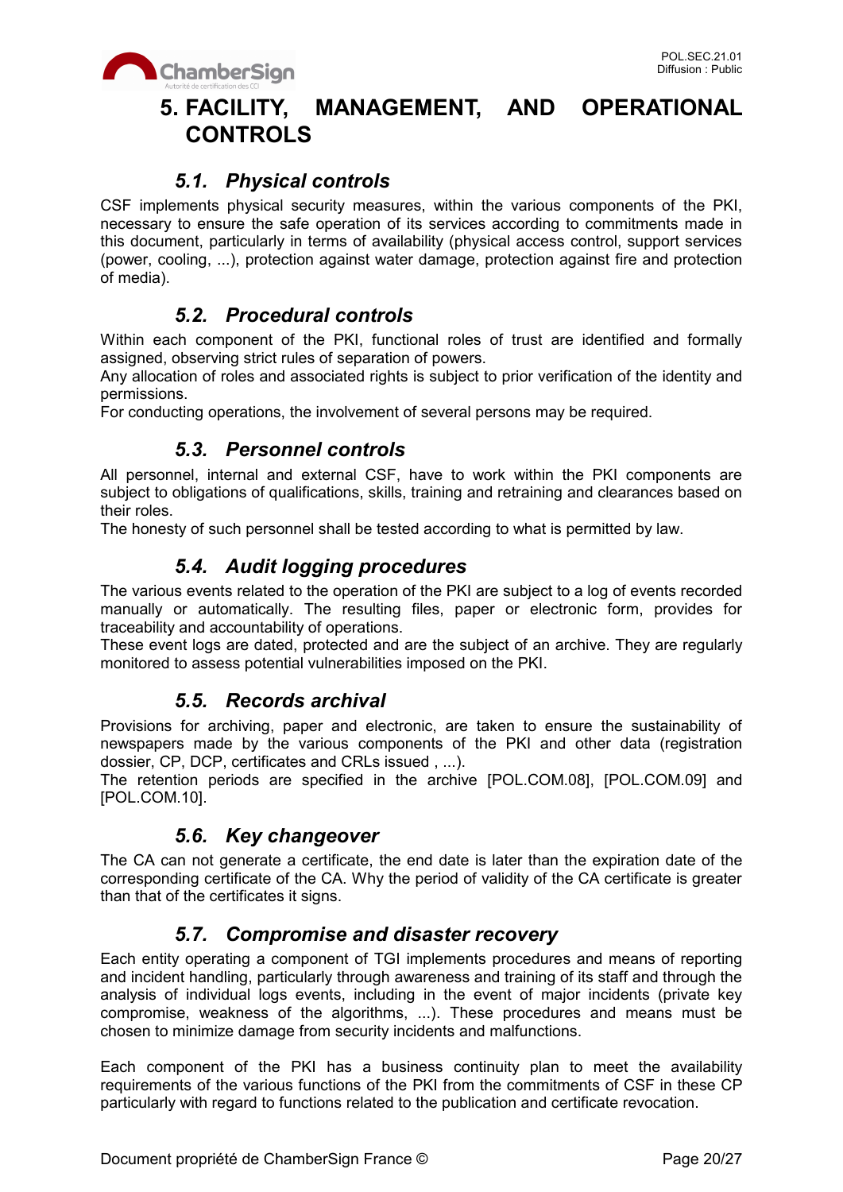# 5. FACILITY, MANAGEMENT, AND OPERATIONAL CONTROLS

## *5.1. Physical controls*

CSF implements physical security measures, within the various components of the PKI, necessary to ensure the safe operation of its services according to commitments made in this document, particularly in terms of availability (physical access control, support services (power, cooling, ...), protection against water damage, protection against fire and protection of media).

## *5.2. Procedural controls*

Within each component of the PKI, functional roles of trust are identified and formally assigned, observing strict rules of separation of powers.
Any allocation of roles and associated rights is subject to prior verification of the identity and permissions.
For conducting operations, the involvement of several persons may be required.

## *5.3. Personnel controls*

All personnel, internal and external CSF, have to work within the PKI components are subject to obligations of qualifications, skills, training and retraining and clearances based on their roles.
The honesty of such personnel shall be tested according to what is permitted by law.

## *5.4. Audit logging procedures*

The various events related to the operation of the PKI are subject to a log of events recorded manually or automatically. The resulting files, paper or electronic form, provides for traceability and accountability of operations.
These event logs are dated, protected and are the subject of an archive. They are regularly monitored to assess potential vulnerabilities imposed on the PKI.

## *5.5. Records archival*

Provisions for archiving, paper and electronic, are taken to ensure the sustainability of newspapers made by the various components of the PKI and other data (registration dossier, CP, DCP, certificates and CRLs issued , ...).
The retention periods are specified in the archive [POL.COM.08], [POL.COM.09] and [POL.COM.10].

## *5.6. Key changeover*

The CA can not generate a certificate, the end date is later than the expiration date of the corresponding certificate of the CA. Why the period of validity of the CA certificate is greater than that of the certificates it signs.

## *5.7. Compromise and disaster recovery*

Each entity operating a component of TGI implements procedures and means of reporting and incident handling, particularly through awareness and training of its staff and through the analysis of individual logs events, including in the event of major incidents (private key compromise, weakness of the algorithms, ...). These procedures and means must be chosen to minimize damage from security incidents and malfunctions.

Each component of the PKI has a business continuity plan to meet the availability requirements of the various functions of the PKI from the commitments of CSF in these CP particularly with regard to functions related to the publication and certificate revocation.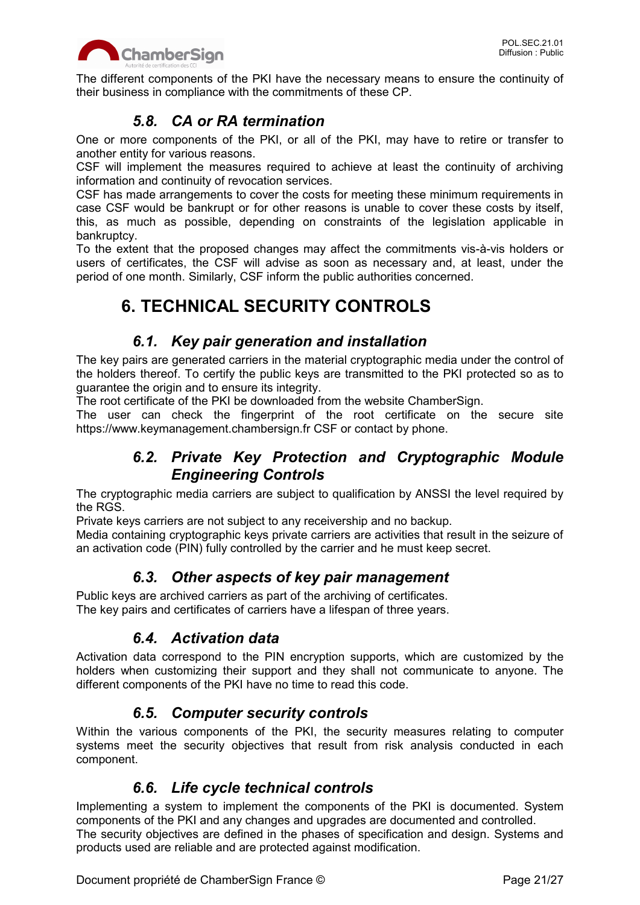The different components of the PKI have the necessary means to ensure the continuity of their business in compliance with the commitments of these CP.

### 5.8. CA or RA termination

One or more components of the PKI, or all of the PKI, may have to retire or transfer to another entity for various reasons.
CSF will implement the measures required to achieve at least the continuity of archiving information and continuity of revocation services.
CSF has made arrangements to cover the costs for meeting these minimum requirements in case CSF would be bankrupt or for other reasons is unable to cover these costs by itself, this, as much as possible, depending on constraints of the legislation applicable in bankruptcy.
To the extent that the proposed changes may affect the commitments vis-à-vis holders or users of certificates, the CSF will advise as soon as necessary and, at least, under the period of one month. Similarly, CSF inform the public authorities concerned.

## 6. TECHNICAL SECURITY CONTROLS

### 6.1. Key pair generation and installation

The key pairs are generated carriers in the material cryptographic media under the control of the holders thereof. To certify the public keys are transmitted to the PKI protected so as to guarantee the origin and to ensure its integrity.
The root certificate of the PKI be downloaded from the website ChamberSign.
The user can check the fingerprint of the root certificate on the secure site https://www.keymanagement.chambersign.fr CSF or contact by phone.

### 6.2. Private Key Protection and Cryptographic Module Engineering Controls

The cryptographic media carriers are subject to qualification by ANSSI the level required by the RGS.
Private keys carriers are not subject to any receivership and no backup.
Media containing cryptographic keys private carriers are activities that result in the seizure of an activation code (PIN) fully controlled by the carrier and he must keep secret.

### 6.3. Other aspects of key pair management

Public keys are archived carriers as part of the archiving of certificates.
The key pairs and certificates of carriers have a lifespan of three years.

### 6.4. Activation data

Activation data correspond to the PIN encryption supports, which are customized by the holders when customizing their support and they shall not communicate to anyone. The different components of the PKI have no time to read this code.

### 6.5. Computer security controls

Within the various components of the PKI, the security measures relating to computer systems meet the security objectives that result from risk analysis conducted in each component.

### 6.6. Life cycle technical controls

Implementing a system to implement the components of the PKI is documented. System components of the PKI and any changes and upgrades are documented and controlled.
The security objectives are defined in the phases of specification and design. Systems and products used are reliable and are protected against modification.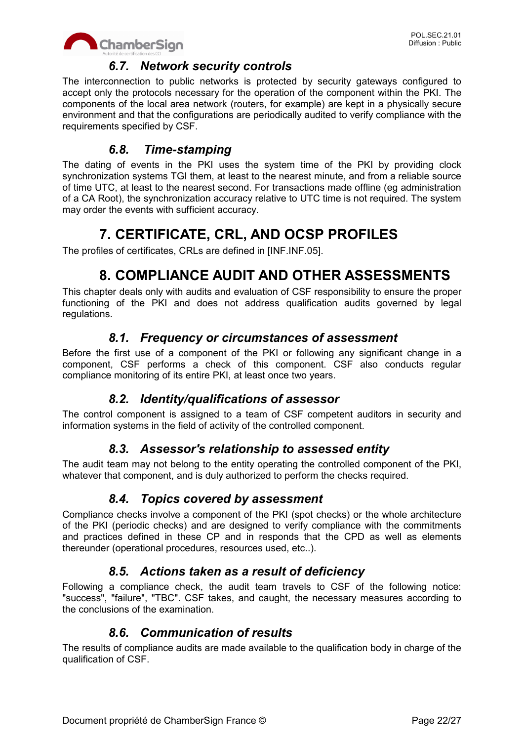### *6.7. Network security controls*

The interconnection to public networks is protected by security gateways configured to accept only the protocols necessary for the operation of the component within the PKI. The components of the local area network (routers, for example) are kept in a physically secure environment and that the configurations are periodically audited to verify compliance with the requirements specified by CSF.

### *6.8. Time-stamping*

The dating of events in the PKI uses the system time of the PKI by providing clock synchronization systems TGI them, at least to the nearest minute, and from a reliable source of time UTC, at least to the nearest second. For transactions made offline (eg administration of a CA Root), the synchronization accuracy relative to UTC time is not required. The system may order the events with sufficient accuracy.

# 7. CERTIFICATE, CRL, AND OCSP PROFILES

The profiles of certificates, CRLs are defined in [INF.INF.05].

# 8. COMPLIANCE AUDIT AND OTHER ASSESSMENTS

This chapter deals only with audits and evaluation of CSF responsibility to ensure the proper functioning of the PKI and does not address qualification audits governed by legal regulations.

### *8.1. Frequency or circumstances of assessment*

Before the first use of a component of the PKI or following any significant change in a component, CSF performs a check of this component. CSF also conducts regular compliance monitoring of its entire PKI, at least once two years.

### *8.2. Identity/qualifications of assessor*

The control component is assigned to a team of CSF competent auditors in security and information systems in the field of activity of the controlled component.

### *8.3. Assessor's relationship to assessed entity*

The audit team may not belong to the entity operating the controlled component of the PKI, whatever that component, and is duly authorized to perform the checks required.

### *8.4. Topics covered by assessment*

Compliance checks involve a component of the PKI (spot checks) or the whole architecture of the PKI (periodic checks) and are designed to verify compliance with the commitments and practices defined in these CP and in responds that the CPD as well as elements thereunder (operational procedures, resources used, etc..).

### *8.5. Actions taken as a result of deficiency*

Following a compliance check, the audit team travels to CSF of the following notice: "success", "failure", "TBC". CSF takes, and caught, the necessary measures according to the conclusions of the examination.

### *8.6. Communication of results*

The results of compliance audits are made available to the qualification body in charge of the qualification of CSF.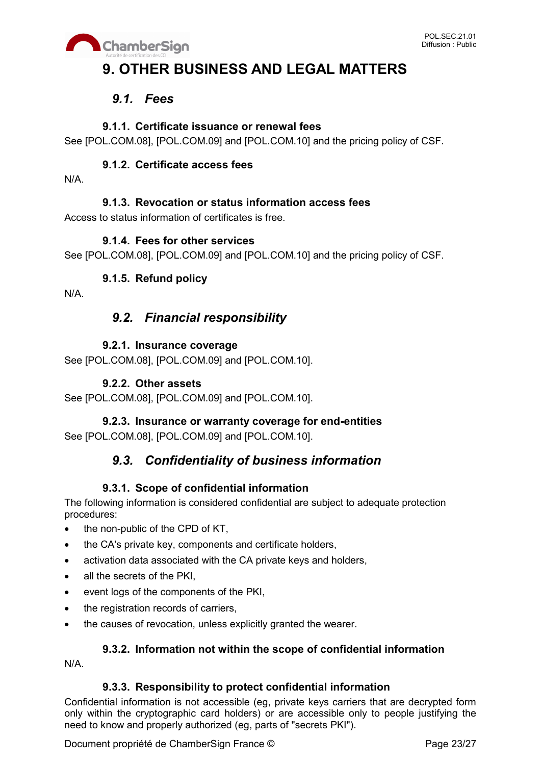# 9. OTHER BUSINESS AND LEGAL MATTERS

## *9.1. Fees*

### 9.1.1. Certificate issuance or renewal fees

See [POL.COM.08], [POL.COM.09] and [POL.COM.10] and the pricing policy of CSF.

### 9.1.2. Certificate access fees

N/A.

### 9.1.3. Revocation or status information access fees

Access to status information of certificates is free.

### 9.1.4. Fees for other services

See [POL.COM.08], [POL.COM.09] and [POL.COM.10] and the pricing policy of CSF.

### 9.1.5. Refund policy

N/A.

## *9.2. Financial responsibility*

### 9.2.1. Insurance coverage

See [POL.COM.08], [POL.COM.09] and [POL.COM.10].

### 9.2.2. Other assets

See [POL.COM.08], [POL.COM.09] and [POL.COM.10].

### 9.2.3. Insurance or warranty coverage for end-entities

See [POL.COM.08], [POL.COM.09] and [POL.COM.10].

## *9.3. Confidentiality of business information*

### 9.3.1. Scope of confidential information

The following information is considered confidential are subject to adequate protection procedures:

- the non-public of the CPD of KT,
- the CA's private key, components and certificate holders,
- activation data associated with the CA private keys and holders,
- all the secrets of the PKI,
- event logs of the components of the PKI,
- the registration records of carriers,
- the causes of revocation, unless explicitly granted the wearer.

### 9.3.2. Information not within the scope of confidential information

N/A.

### 9.3.3. Responsibility to protect confidential information

Confidential information is not accessible (eg, private keys carriers that are decrypted form only within the cryptographic card holders) or are accessible only to people justifying the need to know and properly authorized (eg, parts of "secrets PKI").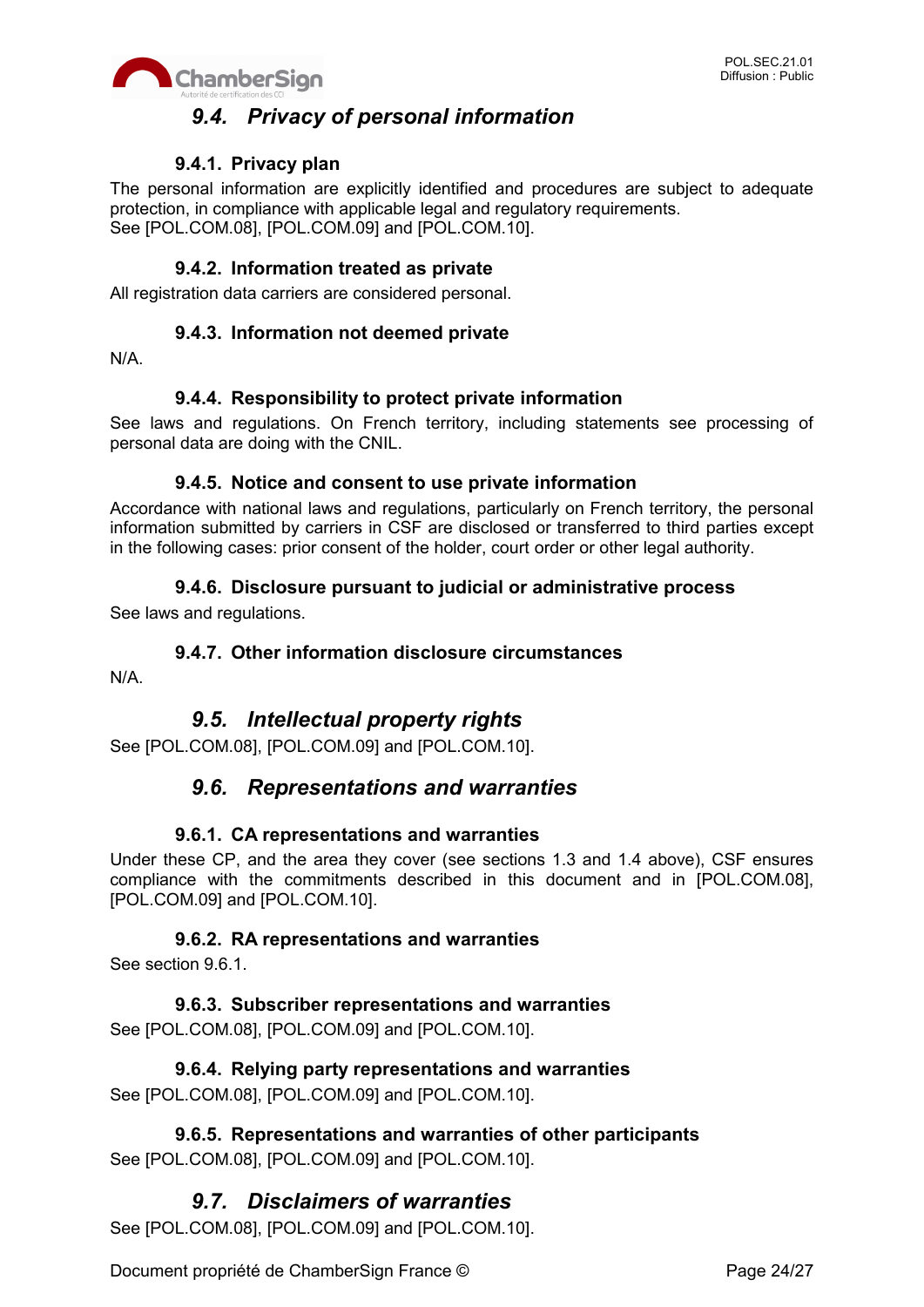## *9.4. Privacy of personal information*

### 9.4.1. Privacy plan

The personal information are explicitly identified and procedures are subject to adequate protection, in compliance with applicable legal and regulatory requirements.
See [POL.COM.08], [POL.COM.09] and [POL.COM.10].

### 9.4.2. Information treated as private

All registration data carriers are considered personal.

### 9.4.3. Information not deemed private

N/A.

### 9.4.4. Responsibility to protect private information

See laws and regulations. On French territory, including statements see processing of personal data are doing with the CNIL.

### 9.4.5. Notice and consent to use private information

Accordance with national laws and regulations, particularly on French territory, the personal information submitted by carriers in CSF are disclosed or transferred to third parties except in the following cases: prior consent of the holder, court order or other legal authority.

### 9.4.6. Disclosure pursuant to judicial or administrative process

See laws and regulations.

### 9.4.7. Other information disclosure circumstances

N/A.

## *9.5. Intellectual property rights*

See [POL.COM.08], [POL.COM.09] and [POL.COM.10].

## *9.6. Representations and warranties*

### 9.6.1. CA representations and warranties

Under these CP, and the area they cover (see sections 1.3 and 1.4 above), CSF ensures compliance with the commitments described in this document and in [POL.COM.08], [POL.COM.09] and [POL.COM.10].

### 9.6.2. RA representations and warranties

See section 9.6.1.

### 9.6.3. Subscriber representations and warranties

See [POL.COM.08], [POL.COM.09] and [POL.COM.10].

### 9.6.4. Relying party representations and warranties

See [POL.COM.08], [POL.COM.09] and [POL.COM.10].

### 9.6.5. Representations and warranties of other participants

See [POL.COM.08], [POL.COM.09] and [POL.COM.10].

## *9.7. Disclaimers of warranties*

See [POL.COM.08], [POL.COM.09] and [POL.COM.10].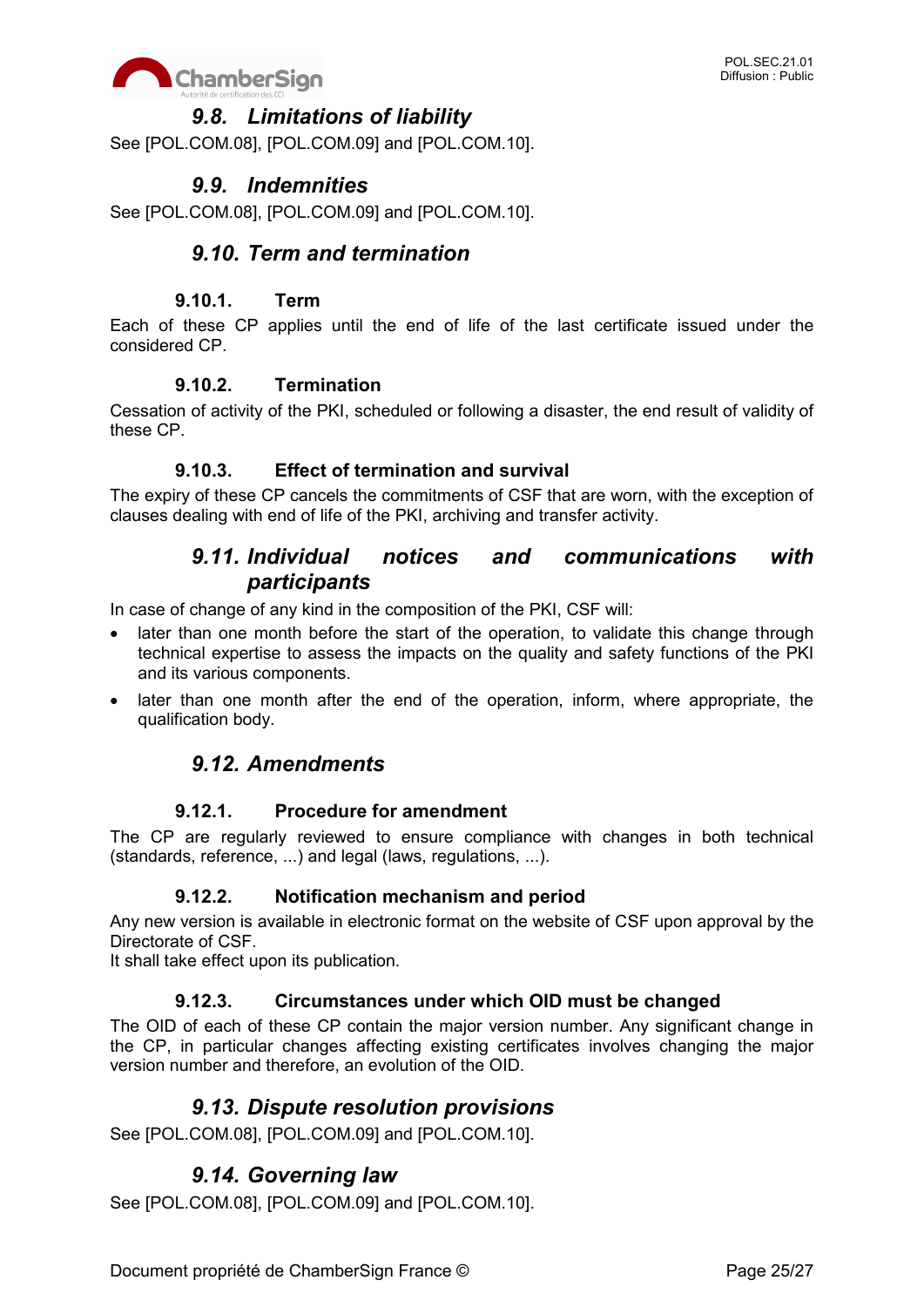## *9.8. Limitations of liability*

See [POL.COM.08], [POL.COM.09] and [POL.COM.10].

## *9.9. Indemnities*

See [POL.COM.08], [POL.COM.09] and [POL.COM.10].

## *9.10. Term and termination*

### 9.10.1. Term

Each of these CP applies until the end of life of the last certificate issued under the considered CP.

### 9.10.2. Termination

Cessation of activity of the PKI, scheduled or following a disaster, the end result of validity of these CP.

### 9.10.3. Effect of termination and survival

The expiry of these CP cancels the commitments of CSF that are worn, with the exception of clauses dealing with end of life of the PKI, archiving and transfer activity.

## *9.11. Individual notices and communications with participants*

In case of change of any kind in the composition of the PKI, CSF will:

- later than one month before the start of the operation, to validate this change through technical expertise to assess the impacts on the quality and safety functions of the PKI and its various components.
- later than one month after the end of the operation, inform, where appropriate, the qualification body.

## *9.12. Amendments*

### 9.12.1. Procedure for amendment

The CP are regularly reviewed to ensure compliance with changes in both technical (standards, reference, ...) and legal (laws, regulations, ...).

### 9.12.2. Notification mechanism and period

Any new version is available in electronic format on the website of CSF upon approval by the Directorate of CSF.
It shall take effect upon its publication.

### 9.12.3. Circumstances under which OID must be changed

The OID of each of these CP contain the major version number. Any significant change in the CP, in particular changes affecting existing certificates involves changing the major version number and therefore, an evolution of the OID.

## *9.13. Dispute resolution provisions*

See [POL.COM.08], [POL.COM.09] and [POL.COM.10].

## *9.14. Governing law*

See [POL.COM.08], [POL.COM.09] and [POL.COM.10].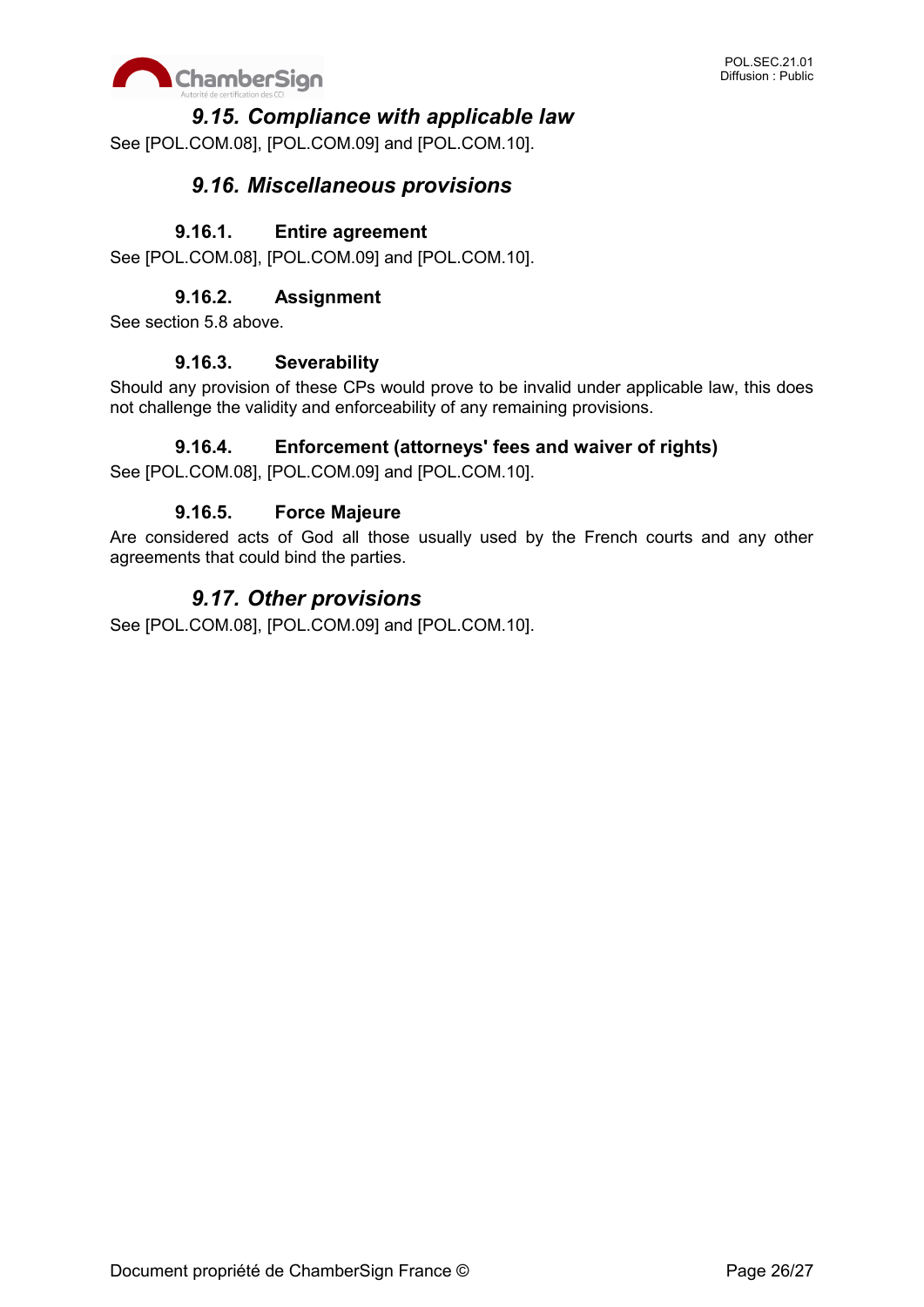## *9.15. Compliance with applicable law*

See [POL.COM.08], [POL.COM.09] and [POL.COM.10].

## *9.16. Miscellaneous provisions*

### 9.16.1. Entire agreement

See [POL.COM.08], [POL.COM.09] and [POL.COM.10].

### 9.16.2. Assignment

See section 5.8 above.

### 9.16.3. Severability

Should any provision of these CPs would prove to be invalid under applicable law, this does not challenge the validity and enforceability of any remaining provisions.

### 9.16.4. Enforcement (attorneys' fees and waiver of rights)

See [POL.COM.08], [POL.COM.09] and [POL.COM.10].

### 9.16.5. Force Majeure

Are considered acts of God all those usually used by the French courts and any other agreements that could bind the parties.

## *9.17. Other provisions*

See [POL.COM.08], [POL.COM.09] and [POL.COM.10].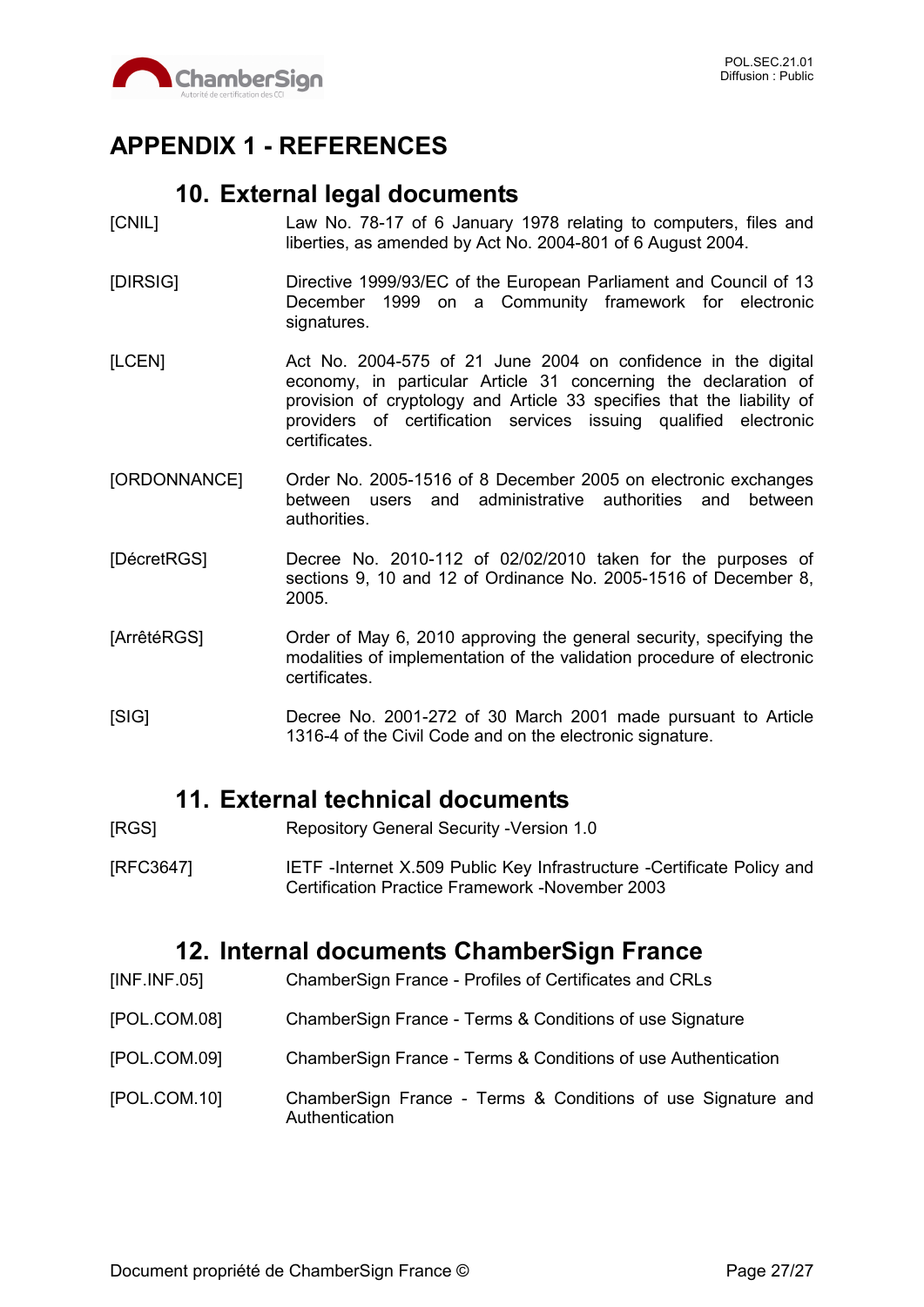# APPENDIX 1 - REFERENCES

## 10. External legal documents

| | |
|---|---|
| [CNIL] | Law No. 78-17 of 6 January 1978 relating to computers, files and liberties, as amended by Act No. 2004-801 of 6 August 2004. |
| [DIRSIG] | Directive 1999/93/EC of the European Parliament and Council of 13 December 1999 on a Community framework for electronic signatures. |
| [LCEN] | Act No. 2004-575 of 21 June 2004 on confidence in the digital economy, in particular Article 31 concerning the declaration of provision of cryptology and Article 33 specifies that the liability of providers of certification services issuing qualified electronic certificates. |
| [ORDONNANCE] | Order No. 2005-1516 of 8 December 2005 on electronic exchanges between users and administrative authorities and between authorities. |
| [DécretRGS] | Decree No. 2010-112 of 02/02/2010 taken for the purposes of sections 9, 10 and 12 of Ordinance No. 2005-1516 of December 8, 2005. |
| [ArrêtéRGS] | Order of May 6, 2010 approving the general security, specifying the modalities of implementation of the validation procedure of electronic certificates. |
| [SIG] | Decree No. 2001-272 of 30 March 2001 made pursuant to Article 1316-4 of the Civil Code and on the electronic signature. |

## 11. External technical documents

| | |
|---|---|
| [RGS] | Repository General Security -Version 1.0 |
| [RFC3647] | IETF -Internet X.509 Public Key Infrastructure -Certificate Policy and Certification Practice Framework -November 2003 |

## 12. Internal documents ChamberSign France

| | |
|---|---|
| [INF.INF.05] | ChamberSign France - Profiles of Certificates and CRLs |
| [POL.COM.08] | ChamberSign France - Terms & Conditions of use Signature |
| [POL.COM.09] | ChamberSign France - Terms & Conditions of use Authentication |
| [POL.COM.10] | ChamberSign France - Terms & Conditions of use Signature and Authentication |